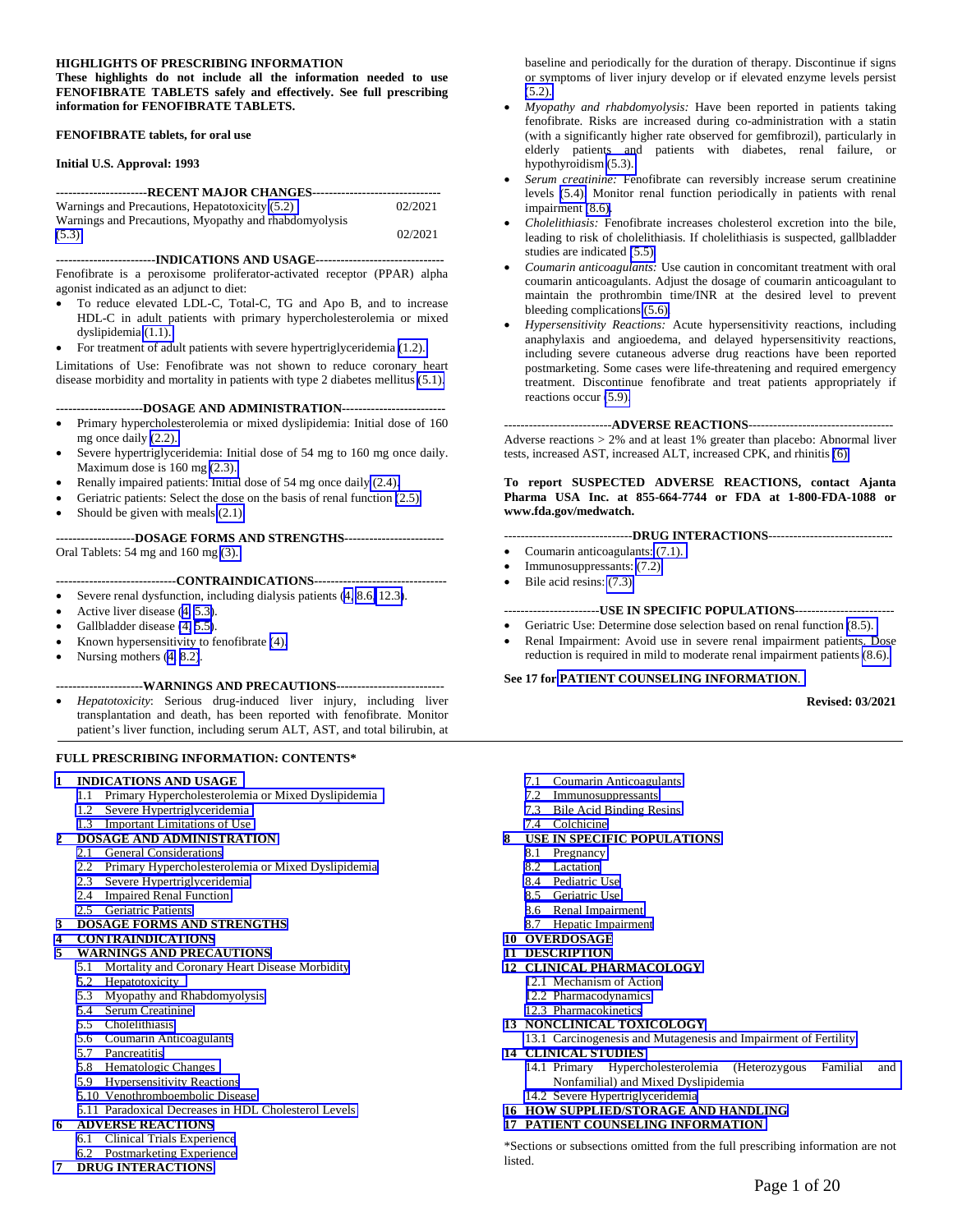**HIGHLIGHTS OF PRESCRIBING INFORMATION**
**These highlights do not include all the information needed to use FENOFIBRATE TABLETS safely and effectively. See full prescribing information for FENOFIBRATE TABLETS.**

**FENOFIBRATE tablets, for oral use**

**Initial U.S. Approval: 1993**

**----------------------RECENT MAJOR CHANGES-------------------------------**

Warnings and Precautions, Hepatotoxicity (5.2) 02/2021
Warnings and Precautions, Myopathy and rhabdomyolysis (5.3) 02/2021

**------------------------INDICATIONS AND USAGE-------------------------------**

Fenofibrate is a peroxisome proliferator-activated receptor (PPAR) alpha agonist indicated as an adjunct to diet:

- To reduce elevated LDL-C, Total-C, TG and Apo B, and to increase HDL-C in adult patients with primary hypercholesterolemia or mixed dyslipidemia (1.1).
- For treatment of adult patients with severe hypertriglyceridemia (1.2).

Limitations of Use: Fenofibrate was not shown to reduce coronary heart disease morbidity and mortality in patients with type 2 diabetes mellitus (5.1).

**---------------------DOSAGE AND ADMINISTRATION-------------------------**

- Primary hypercholesterolemia or mixed dyslipidemia: Initial dose of 160 mg once daily (2.2).
- Severe hypertriglyceridemia: Initial dose of 54 mg to 160 mg once daily. Maximum dose is 160 mg (2.3).
- Renally impaired patients: Initial dose of 54 mg once daily (2.4).
- Geriatric patients: Select the dose on the basis of renal function (2.5)
- Should be given with meals (2.1)

**-------------------DOSAGE FORMS AND STRENGTHS------------------------**

Oral Tablets: 54 mg and 160 mg (3).

**-----------------------------CONTRAINDICATIONS--------------------------------**

- Severe renal dysfunction, including dialysis patients (4, 8.6, 12.3).
- Active liver disease (4, 5.3).
- Gallbladder disease (4, 5.5).
- Known hypersensitivity to fenofibrate (4).
- Nursing mothers (4, 8.2).

**---------------------WARNINGS AND PRECAUTIONS--------------------------**

- *Hepatotoxicity*: Serious drug-induced liver injury, including liver transplantation and death, has been reported with fenofibrate. Monitor patient's liver function, including serum ALT, AST, and total bilirubin, at baseline and periodically for the duration of therapy. Discontinue if signs or symptoms of liver injury develop or if elevated enzyme levels persist (5.2).
- *Myopathy and rhabdomyolysis:* Have been reported in patients taking fenofibrate. Risks are increased during co-administration with a statin (with a significantly higher rate observed for gemfibrozil), particularly in elderly patients and patients with diabetes, renal failure, or hypothyroidism (5.3).
- *Serum creatinine:* Fenofibrate can reversibly increase serum creatinine levels (5.4). Monitor renal function periodically in patients with renal impairment (8.6).
- *Cholelithiasis:* Fenofibrate increases cholesterol excretion into the bile, leading to risk of cholelithiasis. If cholelithiasis is suspected, gallbladder studies are indicated (5.5).
- *Coumarin anticoagulants:* Use caution in concomitant treatment with oral coumarin anticoagulants. Adjust the dosage of coumarin anticoagulant to maintain the prothrombin time/INR at the desired level to prevent bleeding complications (5.6).
- *Hypersensitivity Reactions:* Acute hypersensitivity reactions, including anaphylaxis and angioedema, and delayed hypersensitivity reactions, including severe cutaneous adverse drug reactions have been reported postmarketing. Some cases were life-threatening and required emergency treatment. Discontinue fenofibrate and treat patients appropriately if reactions occur (5.9).

**--------------------------ADVERSE REACTIONS-----------------------------------**

Adverse reactions > 2% and at least 1% greater than placebo: Abnormal liver tests, increased AST, increased ALT, increased CPK, and rhinitis (6).

**To report SUSPECTED ADVERSE REACTIONS, contact Ajanta Pharma USA Inc. at 855-664-7744 or FDA at 1-800-FDA-1088 or www.fda.gov/medwatch.**

**-------------------------------DRUG INTERACTIONS------------------------------**

- Coumarin anticoagulants: (7.1).
- Immunosuppressants: (7.2)
- Bile acid resins: (7.3)

**-----------------------USE IN SPECIFIC POPULATIONS------------------------**

- Geriatric Use: Determine dose selection based on renal function (8.5).
- Renal Impairment: Avoid use in severe renal impairment patients. Dose reduction is required in mild to moderate renal impairment patients (8.6).

**See 17 for PATIENT COUNSELING INFORMATION.**

**Revised: 03/2021**

**FULL PRESCRIBING INFORMATION: CONTENTS***

**1 INDICATIONS AND USAGE**
- 1.1 Primary Hypercholesterolemia or Mixed Dyslipidemia
- 1.2 Severe Hypertriglyceridemia
- 1.3 Important Limitations of Use

**2 DOSAGE AND ADMINISTRATION**
- 2.1 General Considerations
- 2.2 Primary Hypercholesterolemia or Mixed Dyslipidemia
- 2.3 Severe Hypertriglyceridemia
- 2.4 Impaired Renal Function
- 2.5 Geriatric Patients

**3 DOSAGE FORMS AND STRENGTHS**

**4 CONTRAINDICATIONS**

**5 WARNINGS AND PRECAUTIONS**
- 5.1 Mortality and Coronary Heart Disease Morbidity
- 5.2 Hepatotoxicity
- 5.3 Myopathy and Rhabdomyolysis
- 5.4 Serum Creatinine
- 5.5 Cholelithiasis
- 5.6 Coumarin Anticoagulants
- 5.7 Pancreatitis
- 5.8 Hematologic Changes
- 5.9 Hypersensitivity Reactions
- 5.10 Venothromboembolic Disease
- 5.11 Paradoxical Decreases in HDL Cholesterol Levels

**6 ADVERSE REACTIONS**
- 6.1 Clinical Trials Experience
- 6.2 Postmarketing Experience

**7 DRUG INTERACTIONS**
- 7.1 Coumarin Anticoagulants
- 7.2 Immunosuppressants
- 7.3 Bile Acid Binding Resins
- 7.4 Colchicine

**8 USE IN SPECIFIC POPULATIONS**
- 8.1 Pregnancy
- 8.2 Lactation
- 8.4 Pediatric Use
- 8.5 Geriatric Use
- 8.6 Renal Impairment
- 8.7 Hepatic Impairment

**10 OVERDOSAGE**

**11 DESCRIPTION**

**12 CLINICAL PHARMACOLOGY**
- 12.1 Mechanism of Action
- 12.2 Pharmacodynamics
- 12.3 Pharmacokinetics

**13 NONCLINICAL TOXICOLOGY**
- 13.1 Carcinogenesis and Mutagenesis and Impairment of Fertility

**14 CLINICAL STUDIES**
- 14.1 Primary Hypercholesterolemia (Heterozygous Familial and Nonfamilial) and Mixed Dyslipidemia
- 14.2 Severe Hypertriglyceridemia

**16 HOW SUPPLIED/STORAGE AND HANDLING**

**17 PATIENT COUNSELING INFORMATION**

*Sections or subsections omitted from the full prescribing information are not listed.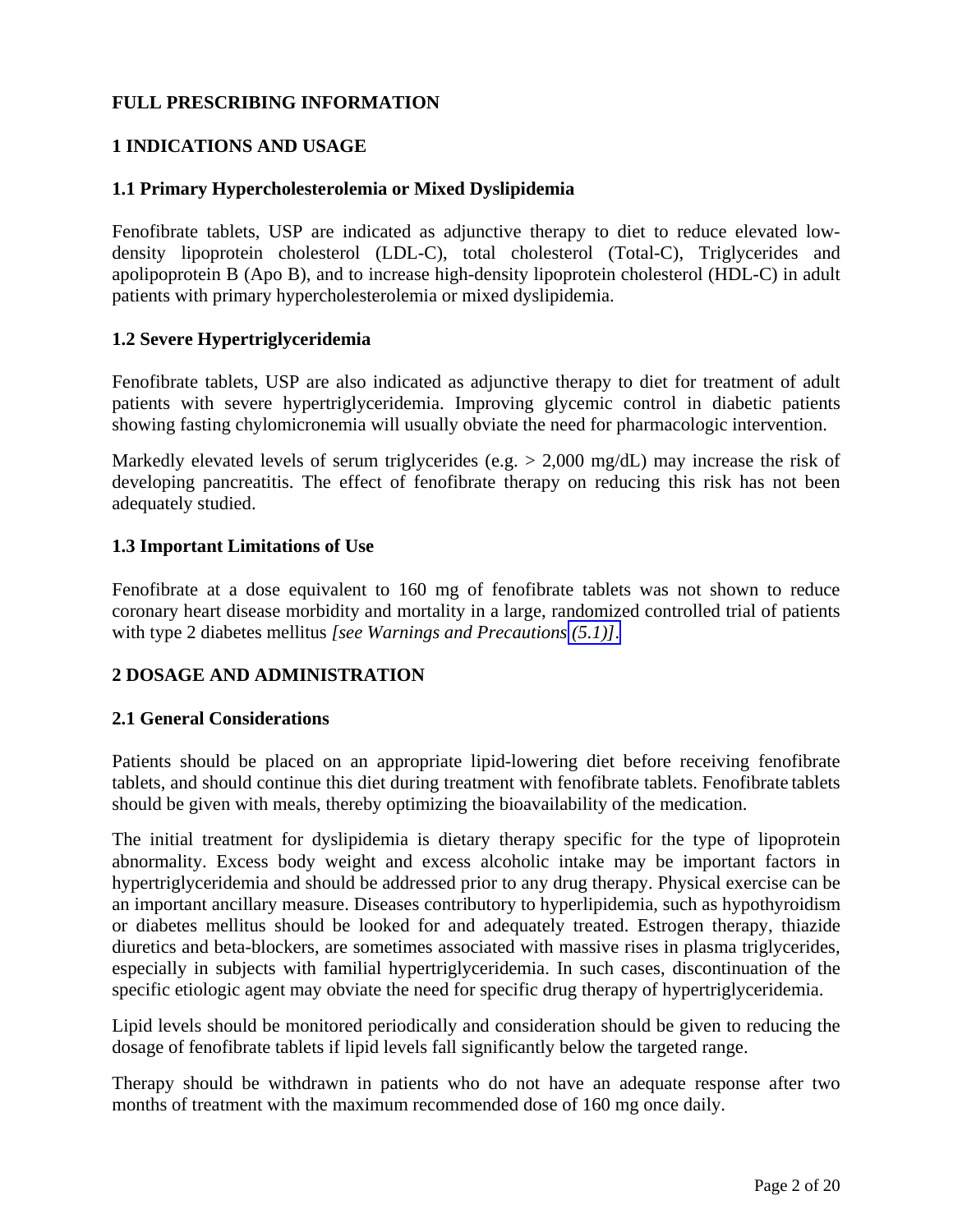# FULL PRESCRIBING INFORMATION

## 1 INDICATIONS AND USAGE

### 1.1 Primary Hypercholesterolemia or Mixed Dyslipidemia

Fenofibrate tablets, USP are indicated as adjunctive therapy to diet to reduce elevated low-density lipoprotein cholesterol (LDL-C), total cholesterol (Total-C), Triglycerides and apolipoprotein B (Apo B), and to increase high-density lipoprotein cholesterol (HDL-C) in adult patients with primary hypercholesterolemia or mixed dyslipidemia.

### 1.2 Severe Hypertriglyceridemia

Fenofibrate tablets, USP are also indicated as adjunctive therapy to diet for treatment of adult patients with severe hypertriglyceridemia. Improving glycemic control in diabetic patients showing fasting chylomicronemia will usually obviate the need for pharmacologic intervention.

Markedly elevated levels of serum triglycerides (e.g. > 2,000 mg/dL) may increase the risk of developing pancreatitis. The effect of fenofibrate therapy on reducing this risk has not been adequately studied.

### 1.3 Important Limitations of Use

Fenofibrate at a dose equivalent to 160 mg of fenofibrate tablets was not shown to reduce coronary heart disease morbidity and mortality in a large, randomized controlled trial of patients with type 2 diabetes mellitus *[see Warnings and Precautions (5.1)]*.

## 2 DOSAGE AND ADMINISTRATION

### 2.1 General Considerations

Patients should be placed on an appropriate lipid-lowering diet before receiving fenofibrate tablets, and should continue this diet during treatment with fenofibrate tablets. Fenofibrate tablets should be given with meals, thereby optimizing the bioavailability of the medication.

The initial treatment for dyslipidemia is dietary therapy specific for the type of lipoprotein abnormality. Excess body weight and excess alcoholic intake may be important factors in hypertriglyceridemia and should be addressed prior to any drug therapy. Physical exercise can be an important ancillary measure. Diseases contributory to hyperlipidemia, such as hypothyroidism or diabetes mellitus should be looked for and adequately treated. Estrogen therapy, thiazide diuretics and beta-blockers, are sometimes associated with massive rises in plasma triglycerides, especially in subjects with familial hypertriglyceridemia. In such cases, discontinuation of the specific etiologic agent may obviate the need for specific drug therapy of hypertriglyceridemia.

Lipid levels should be monitored periodically and consideration should be given to reducing the dosage of fenofibrate tablets if lipid levels fall significantly below the targeted range.

Therapy should be withdrawn in patients who do not have an adequate response after two months of treatment with the maximum recommended dose of 160 mg once daily.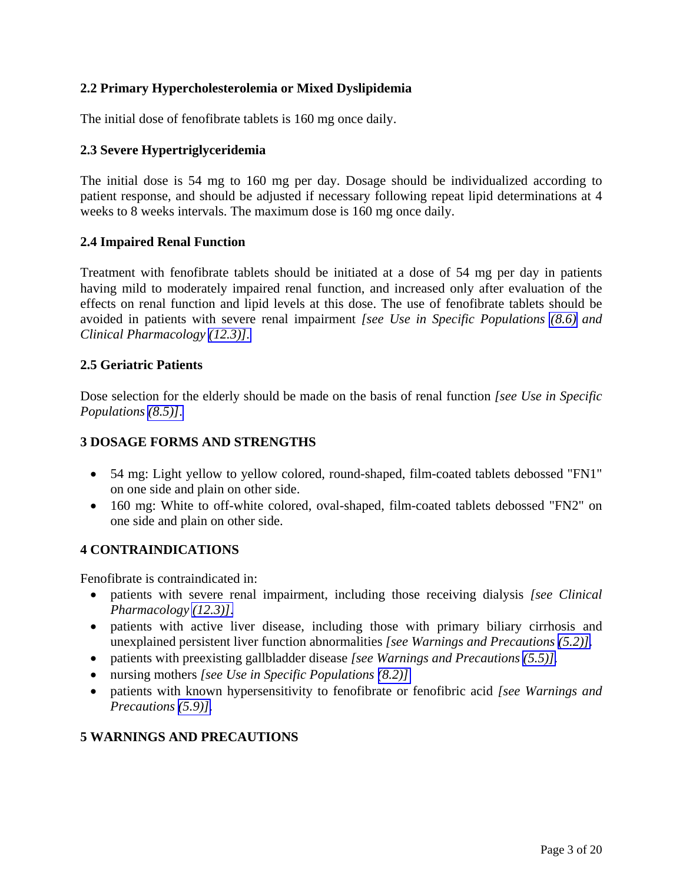### 2.2 Primary Hypercholesterolemia or Mixed Dyslipidemia

The initial dose of fenofibrate tablets is 160 mg once daily.

### 2.3 Severe Hypertriglyceridemia

The initial dose is 54 mg to 160 mg per day. Dosage should be individualized according to patient response, and should be adjusted if necessary following repeat lipid determinations at 4 weeks to 8 weeks intervals. The maximum dose is 160 mg once daily.

### 2.4 Impaired Renal Function

Treatment with fenofibrate tablets should be initiated at a dose of 54 mg per day in patients having mild to moderately impaired renal function, and increased only after evaluation of the effects on renal function and lipid levels at this dose. The use of fenofibrate tablets should be avoided in patients with severe renal impairment *[see Use in Specific Populations (8.6) and Clinical Pharmacology (12.3)]*.

### 2.5 Geriatric Patients

Dose selection for the elderly should be made on the basis of renal function *[see Use in Specific Populations (8.5)]*.

## 3 DOSAGE FORMS AND STRENGTHS

- 54 mg: Light yellow to yellow colored, round-shaped, film-coated tablets debossed "FN1" on one side and plain on other side.
- 160 mg: White to off-white colored, oval-shaped, film-coated tablets debossed "FN2" on one side and plain on other side.

## 4 CONTRAINDICATIONS

Fenofibrate is contraindicated in:

- patients with severe renal impairment, including those receiving dialysis *[see Clinical Pharmacology (12.3)]*.
- patients with active liver disease, including those with primary biliary cirrhosis and unexplained persistent liver function abnormalities *[see Warnings and Precautions (5.2)]*.
- patients with preexisting gallbladder disease *[see Warnings and Precautions (5.5)]*.
- nursing mothers *[see Use in Specific Populations (8.2)]*
- patients with known hypersensitivity to fenofibrate or fenofibric acid *[see Warnings and Precautions (5.9)]*.

## 5 WARNINGS AND PRECAUTIONS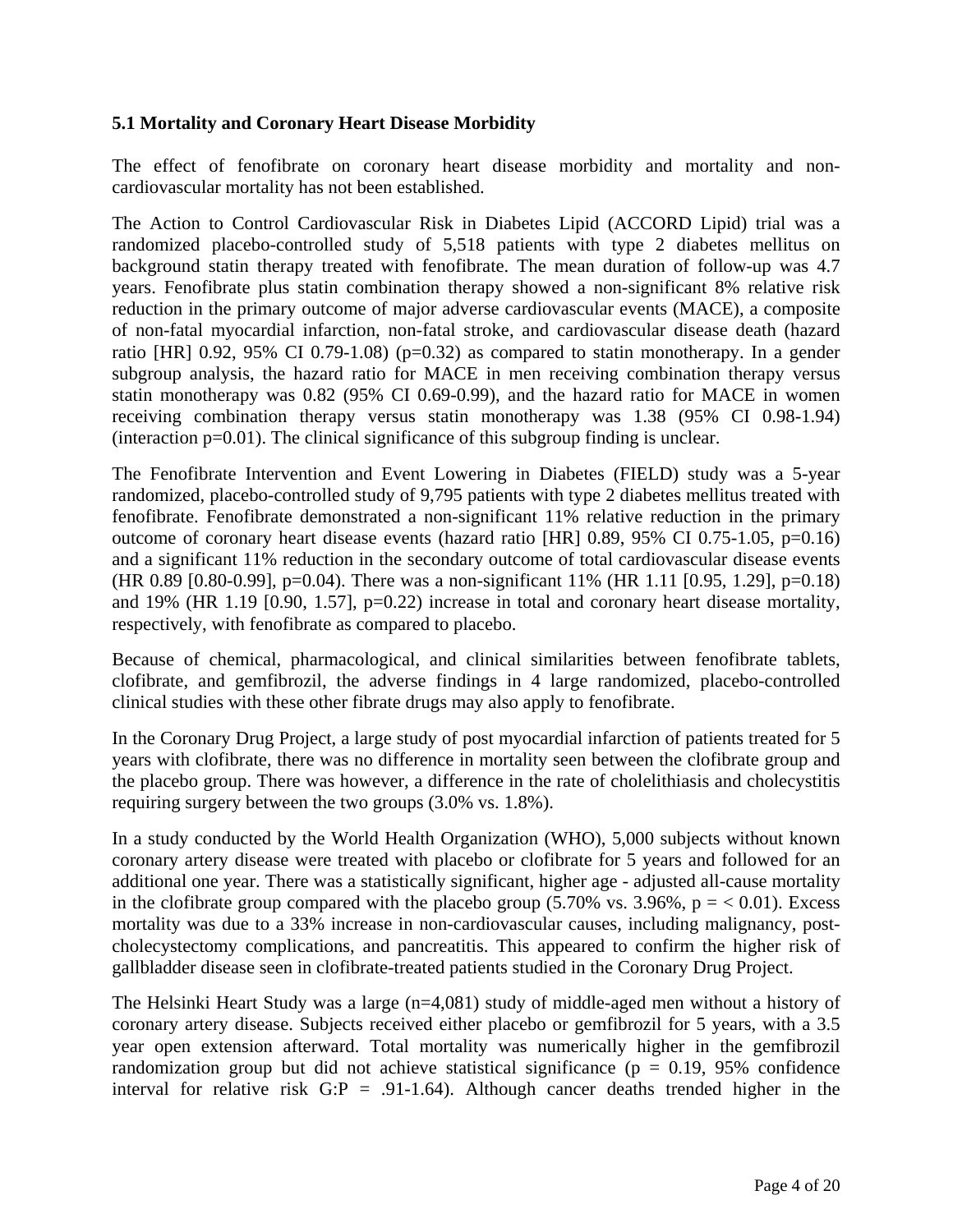### 5.1 Mortality and Coronary Heart Disease Morbidity

The effect of fenofibrate on coronary heart disease morbidity and mortality and non-cardiovascular mortality has not been established.

The Action to Control Cardiovascular Risk in Diabetes Lipid (ACCORD Lipid) trial was a randomized placebo-controlled study of 5,518 patients with type 2 diabetes mellitus on background statin therapy treated with fenofibrate. The mean duration of follow-up was 4.7 years. Fenofibrate plus statin combination therapy showed a non-significant 8% relative risk reduction in the primary outcome of major adverse cardiovascular events (MACE), a composite of non-fatal myocardial infarction, non-fatal stroke, and cardiovascular disease death (hazard ratio [HR] 0.92, 95% CI 0.79-1.08) (p=0.32) as compared to statin monotherapy. In a gender subgroup analysis, the hazard ratio for MACE in men receiving combination therapy versus statin monotherapy was 0.82 (95% CI 0.69-0.99), and the hazard ratio for MACE in women receiving combination therapy versus statin monotherapy was 1.38 (95% CI 0.98-1.94) (interaction p=0.01). The clinical significance of this subgroup finding is unclear.

The Fenofibrate Intervention and Event Lowering in Diabetes (FIELD) study was a 5-year randomized, placebo-controlled study of 9,795 patients with type 2 diabetes mellitus treated with fenofibrate. Fenofibrate demonstrated a non-significant 11% relative reduction in the primary outcome of coronary heart disease events (hazard ratio [HR] 0.89, 95% CI 0.75-1.05, p=0.16) and a significant 11% reduction in the secondary outcome of total cardiovascular disease events (HR 0.89 [0.80-0.99], p=0.04). There was a non-significant 11% (HR 1.11 [0.95, 1.29], p=0.18) and 19% (HR 1.19 [0.90, 1.57], p=0.22) increase in total and coronary heart disease mortality, respectively, with fenofibrate as compared to placebo.

Because of chemical, pharmacological, and clinical similarities between fenofibrate tablets, clofibrate, and gemfibrozil, the adverse findings in 4 large randomized, placebo-controlled clinical studies with these other fibrate drugs may also apply to fenofibrate.

In the Coronary Drug Project, a large study of post myocardial infarction of patients treated for 5 years with clofibrate, there was no difference in mortality seen between the clofibrate group and the placebo group. There was however, a difference in the rate of cholelithiasis and cholecystitis requiring surgery between the two groups (3.0% vs. 1.8%).

In a study conducted by the World Health Organization (WHO), 5,000 subjects without known coronary artery disease were treated with placebo or clofibrate for 5 years and followed for an additional one year. There was a statistically significant, higher age - adjusted all-cause mortality in the clofibrate group compared with the placebo group (5.70% vs. 3.96%, p = < 0.01). Excess mortality was due to a 33% increase in non-cardiovascular causes, including malignancy, post-cholecystectomy complications, and pancreatitis. This appeared to confirm the higher risk of gallbladder disease seen in clofibrate-treated patients studied in the Coronary Drug Project.

The Helsinki Heart Study was a large (n=4,081) study of middle-aged men without a history of coronary artery disease. Subjects received either placebo or gemfibrozil for 5 years, with a 3.5 year open extension afterward. Total mortality was numerically higher in the gemfibrozil randomization group but did not achieve statistical significance (p = 0.19, 95% confidence interval for relative risk G:P = .91-1.64). Although cancer deaths trended higher in the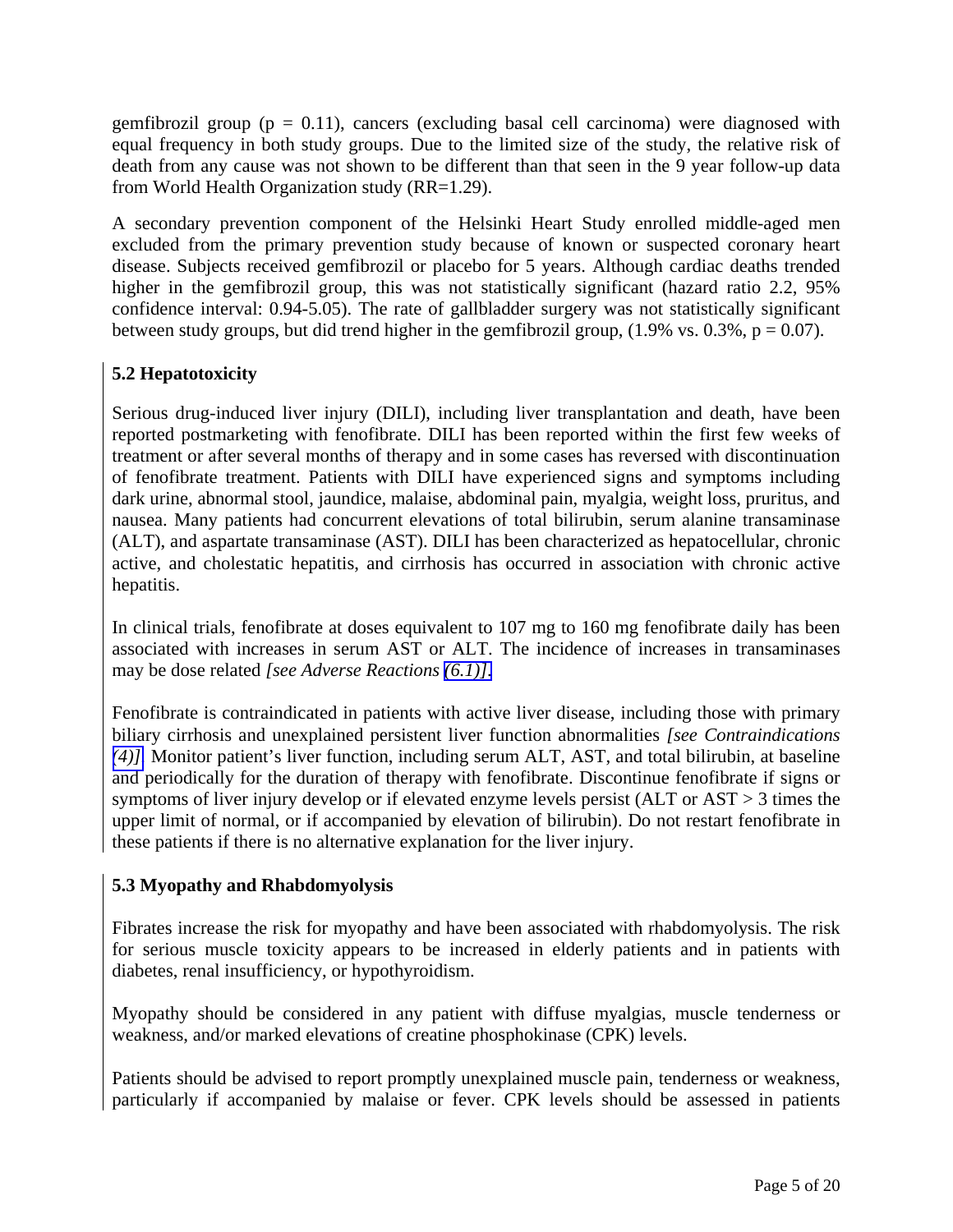gemfibrozil group (p = 0.11), cancers (excluding basal cell carcinoma) were diagnosed with equal frequency in both study groups. Due to the limited size of the study, the relative risk of death from any cause was not shown to be different than that seen in the 9 year follow-up data from World Health Organization study (RR=1.29).

A secondary prevention component of the Helsinki Heart Study enrolled middle-aged men excluded from the primary prevention study because of known or suspected coronary heart disease. Subjects received gemfibrozil or placebo for 5 years. Although cardiac deaths trended higher in the gemfibrozil group, this was not statistically significant (hazard ratio 2.2, 95% confidence interval: 0.94-5.05). The rate of gallbladder surgery was not statistically significant between study groups, but did trend higher in the gemfibrozil group, (1.9% vs. 0.3%, p = 0.07).

### 5.2 Hepatotoxicity

Serious drug-induced liver injury (DILI), including liver transplantation and death, have been reported postmarketing with fenofibrate. DILI has been reported within the first few weeks of treatment or after several months of therapy and in some cases has reversed with discontinuation of fenofibrate treatment. Patients with DILI have experienced signs and symptoms including dark urine, abnormal stool, jaundice, malaise, abdominal pain, myalgia, weight loss, pruritus, and nausea. Many patients had concurrent elevations of total bilirubin, serum alanine transaminase (ALT), and aspartate transaminase (AST). DILI has been characterized as hepatocellular, chronic active, and cholestatic hepatitis, and cirrhosis has occurred in association with chronic active hepatitis.

In clinical trials, fenofibrate at doses equivalent to 107 mg to 160 mg fenofibrate daily has been associated with increases in serum AST or ALT. The incidence of increases in transaminases may be dose related *[see Adverse Reactions (6.1)].*

Fenofibrate is contraindicated in patients with active liver disease, including those with primary biliary cirrhosis and unexplained persistent liver function abnormalities *[see Contraindications (4)]*. Monitor patient's liver function, including serum ALT, AST, and total bilirubin, at baseline and periodically for the duration of therapy with fenofibrate. Discontinue fenofibrate if signs or symptoms of liver injury develop or if elevated enzyme levels persist (ALT or AST > 3 times the upper limit of normal, or if accompanied by elevation of bilirubin). Do not restart fenofibrate in these patients if there is no alternative explanation for the liver injury.

### 5.3 Myopathy and Rhabdomyolysis

Fibrates increase the risk for myopathy and have been associated with rhabdomyolysis. The risk for serious muscle toxicity appears to be increased in elderly patients and in patients with diabetes, renal insufficiency, or hypothyroidism.

Myopathy should be considered in any patient with diffuse myalgias, muscle tenderness or weakness, and/or marked elevations of creatine phosphokinase (CPK) levels.

Patients should be advised to report promptly unexplained muscle pain, tenderness or weakness, particularly if accompanied by malaise or fever. CPK levels should be assessed in patients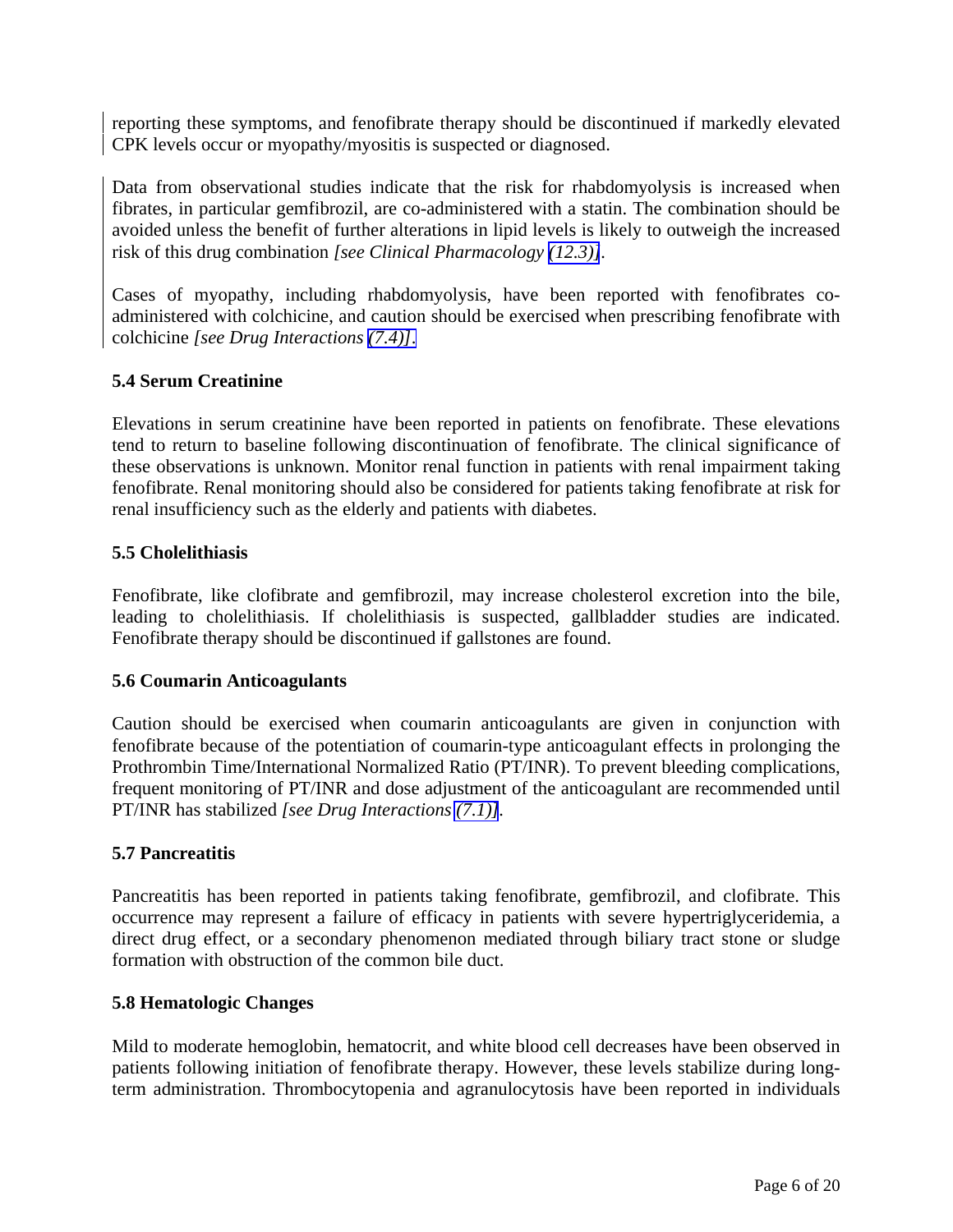reporting these symptoms, and fenofibrate therapy should be discontinued if markedly elevated CPK levels occur or myopathy/myositis is suspected or diagnosed.

Data from observational studies indicate that the risk for rhabdomyolysis is increased when fibrates, in particular gemfibrozil, are co-administered with a statin. The combination should be avoided unless the benefit of further alterations in lipid levels is likely to outweigh the increased risk of this drug combination *[see Clinical Pharmacology (12.3)]*.

Cases of myopathy, including rhabdomyolysis, have been reported with fenofibrates co-administered with colchicine, and caution should be exercised when prescribing fenofibrate with colchicine *[see Drug Interactions (7.4)]*.

### 5.4 Serum Creatinine

Elevations in serum creatinine have been reported in patients on fenofibrate. These elevations tend to return to baseline following discontinuation of fenofibrate. The clinical significance of these observations is unknown. Monitor renal function in patients with renal impairment taking fenofibrate. Renal monitoring should also be considered for patients taking fenofibrate at risk for renal insufficiency such as the elderly and patients with diabetes.

### 5.5 Cholelithiasis

Fenofibrate, like clofibrate and gemfibrozil, may increase cholesterol excretion into the bile, leading to cholelithiasis. If cholelithiasis is suspected, gallbladder studies are indicated. Fenofibrate therapy should be discontinued if gallstones are found.

### 5.6 Coumarin Anticoagulants

Caution should be exercised when coumarin anticoagulants are given in conjunction with fenofibrate because of the potentiation of coumarin-type anticoagulant effects in prolonging the Prothrombin Time/International Normalized Ratio (PT/INR). To prevent bleeding complications, frequent monitoring of PT/INR and dose adjustment of the anticoagulant are recommended until PT/INR has stabilized *[see Drug Interactions (7.1)]*.

### 5.7 Pancreatitis

Pancreatitis has been reported in patients taking fenofibrate, gemfibrozil, and clofibrate. This occurrence may represent a failure of efficacy in patients with severe hypertriglyceridemia, a direct drug effect, or a secondary phenomenon mediated through biliary tract stone or sludge formation with obstruction of the common bile duct.

### 5.8 Hematologic Changes

Mild to moderate hemoglobin, hematocrit, and white blood cell decreases have been observed in patients following initiation of fenofibrate therapy. However, these levels stabilize during long-term administration. Thrombocytopenia and agranulocytosis have been reported in individuals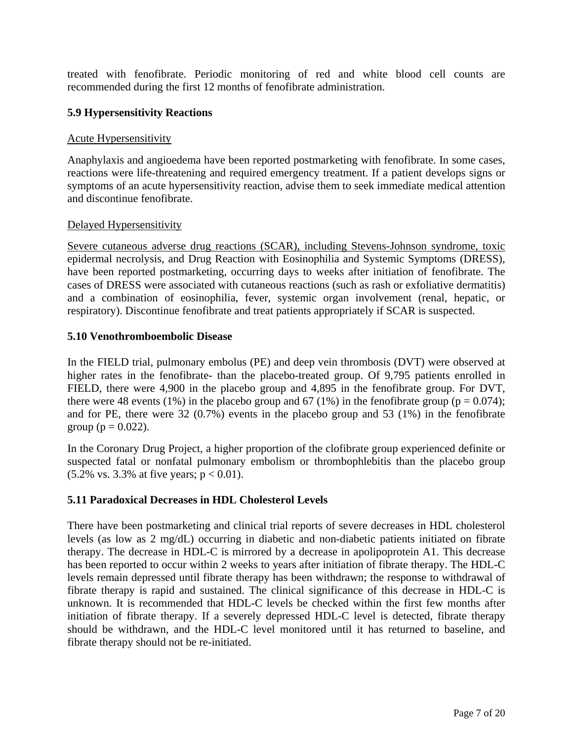treated with fenofibrate. Periodic monitoring of red and white blood cell counts are recommended during the first 12 months of fenofibrate administration.

### 5.9 Hypersensitivity Reactions

Acute Hypersensitivity

Anaphylaxis and angioedema have been reported postmarketing with fenofibrate. In some cases, reactions were life-threatening and required emergency treatment. If a patient develops signs or symptoms of an acute hypersensitivity reaction, advise them to seek immediate medical attention and discontinue fenofibrate.

Delayed Hypersensitivity

Severe cutaneous adverse drug reactions (SCAR), including Stevens-Johnson syndrome, toxic epidermal necrolysis, and Drug Reaction with Eosinophilia and Systemic Symptoms (DRESS), have been reported postmarketing, occurring days to weeks after initiation of fenofibrate. The cases of DRESS were associated with cutaneous reactions (such as rash or exfoliative dermatitis) and a combination of eosinophilia, fever, systemic organ involvement (renal, hepatic, or respiratory). Discontinue fenofibrate and treat patients appropriately if SCAR is suspected.

### 5.10 Venothromboembolic Disease

In the FIELD trial, pulmonary embolus (PE) and deep vein thrombosis (DVT) were observed at higher rates in the fenofibrate- than the placebo-treated group. Of 9,795 patients enrolled in FIELD, there were 4,900 in the placebo group and 4,895 in the fenofibrate group. For DVT, there were 48 events (1%) in the placebo group and 67 (1%) in the fenofibrate group ($p = 0.074$); and for PE, there were 32 (0.7%) events in the placebo group and 53 (1%) in the fenofibrate group ($p = 0.022$).

In the Coronary Drug Project, a higher proportion of the clofibrate group experienced definite or suspected fatal or nonfatal pulmonary embolism or thrombophlebitis than the placebo group (5.2% vs. 3.3% at five years; $p < 0.01$).

### 5.11 Paradoxical Decreases in HDL Cholesterol Levels

There have been postmarketing and clinical trial reports of severe decreases in HDL cholesterol levels (as low as 2 mg/dL) occurring in diabetic and non-diabetic patients initiated on fibrate therapy. The decrease in HDL-C is mirrored by a decrease in apolipoprotein A1. This decrease has been reported to occur within 2 weeks to years after initiation of fibrate therapy. The HDL-C levels remain depressed until fibrate therapy has been withdrawn; the response to withdrawal of fibrate therapy is rapid and sustained. The clinical significance of this decrease in HDL-C is unknown. It is recommended that HDL-C levels be checked within the first few months after initiation of fibrate therapy. If a severely depressed HDL-C level is detected, fibrate therapy should be withdrawn, and the HDL-C level monitored until it has returned to baseline, and fibrate therapy should not be re-initiated.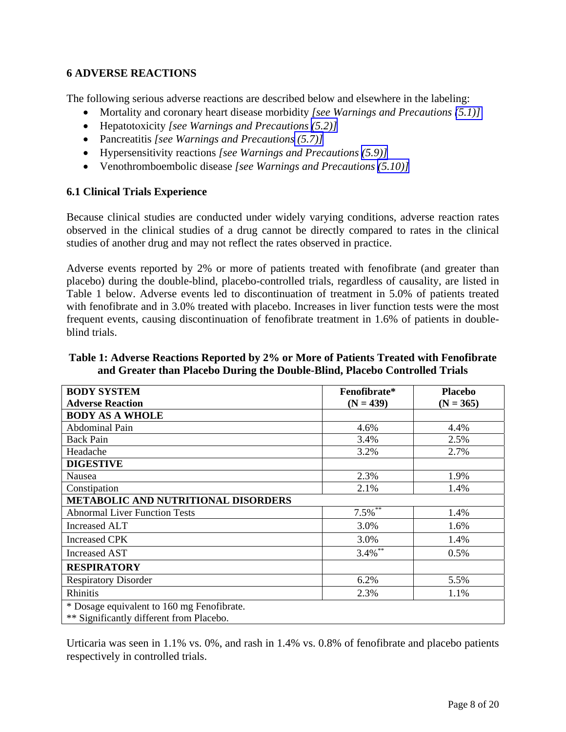## 6 ADVERSE REACTIONS

The following serious adverse reactions are described below and elsewhere in the labeling:

- Mortality and coronary heart disease morbidity *[see Warnings and Precautions (5.1)]*
- Hepatotoxicity *[see Warnings and Precautions (5.2)]*
- Pancreatitis *[see Warnings and Precautions (5.7)]*
- Hypersensitivity reactions *[see Warnings and Precautions (5.9)]*
- Venothromboembolic disease *[see Warnings and Precautions (5.10)]*

### 6.1 Clinical Trials Experience

Because clinical studies are conducted under widely varying conditions, adverse reaction rates observed in the clinical studies of a drug cannot be directly compared to rates in the clinical studies of another drug and may not reflect the rates observed in practice.

Adverse events reported by 2% or more of patients treated with fenofibrate (and greater than placebo) during the double-blind, placebo-controlled trials, regardless of causality, are listed in Table 1 below. Adverse events led to discontinuation of treatment in 5.0% of patients treated with fenofibrate and in 3.0% treated with placebo. Increases in liver function tests were the most frequent events, causing discontinuation of fenofibrate treatment in 1.6% of patients in double-blind trials.

**Table 1: Adverse Reactions Reported by 2% or More of Patients Treated with Fenofibrate and Greater than Placebo During the Double-Blind, Placebo Controlled Trials**

| **BODY SYSTEM**<br>**Adverse Reaction** | **Fenofibrate***<br>**(N = 439)** | **Placebo**<br>**(N = 365)** |
|---|---|---|
| **BODY AS A WHOLE** | | |
| Abdominal Pain | 4.6% | 4.4% |
| Back Pain | 3.4% | 2.5% |
| Headache | 3.2% | 2.7% |
| **DIGESTIVE** | | |
| Nausea | 2.3% | 1.9% |
| Constipation | 2.1% | 1.4% |
| **METABOLIC AND NUTRITIONAL DISORDERS** | | |
| Abnormal Liver Function Tests | 7.5%** | 1.4% |
| Increased ALT | 3.0% | 1.6% |
| Increased CPK | 3.0% | 1.4% |
| Increased AST | 3.4%** | 0.5% |
| **RESPIRATORY** | | |
| Respiratory Disorder | 6.2% | 5.5% |
| Rhinitis | 2.3% | 1.1% |

\* Dosage equivalent to 160 mg Fenofibrate.
** Significantly different from Placebo.

Urticaria was seen in 1.1% vs. 0%, and rash in 1.4% vs. 0.8% of fenofibrate and placebo patients respectively in controlled trials.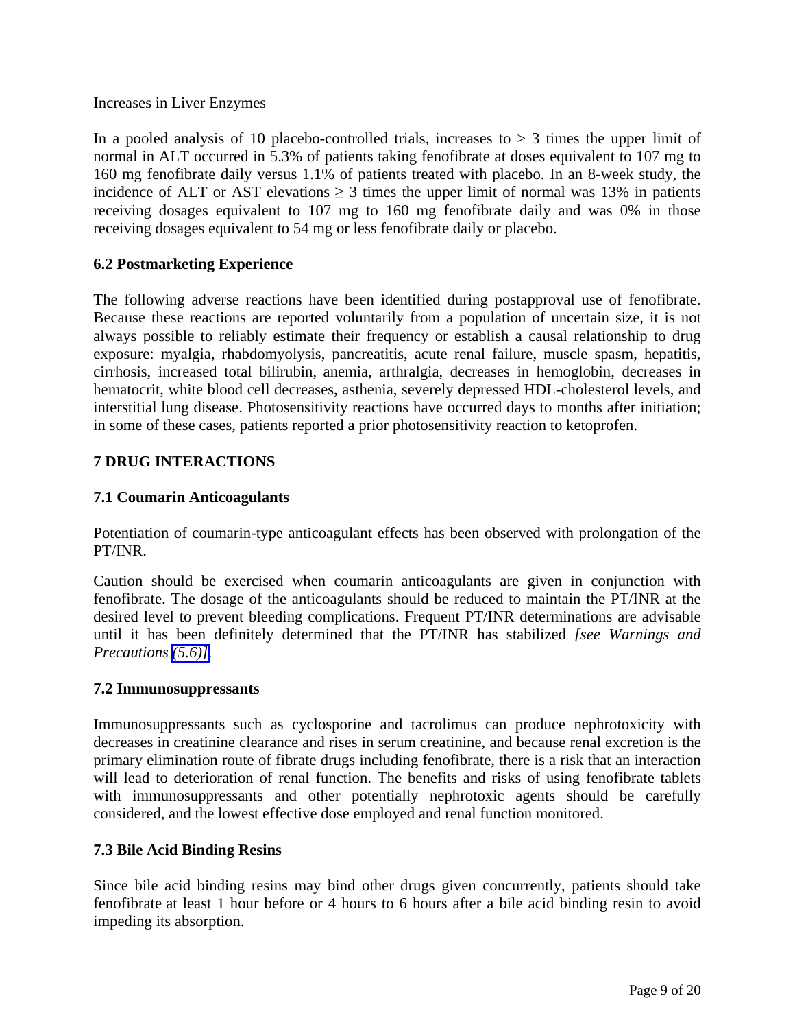Increases in Liver Enzymes

In a pooled analysis of 10 placebo-controlled trials, increases to > 3 times the upper limit of normal in ALT occurred in 5.3% of patients taking fenofibrate at doses equivalent to 107 mg to 160 mg fenofibrate daily versus 1.1% of patients treated with placebo. In an 8-week study, the incidence of ALT or AST elevations ≥ 3 times the upper limit of normal was 13% in patients receiving dosages equivalent to 107 mg to 160 mg fenofibrate daily and was 0% in those receiving dosages equivalent to 54 mg or less fenofibrate daily or placebo.

### 6.2 Postmarketing Experience

The following adverse reactions have been identified during postapproval use of fenofibrate. Because these reactions are reported voluntarily from a population of uncertain size, it is not always possible to reliably estimate their frequency or establish a causal relationship to drug exposure: myalgia, rhabdomyolysis, pancreatitis, acute renal failure, muscle spasm, hepatitis, cirrhosis, increased total bilirubin, anemia, arthralgia, decreases in hemoglobin, decreases in hematocrit, white blood cell decreases, asthenia, severely depressed HDL-cholesterol levels, and interstitial lung disease. Photosensitivity reactions have occurred days to months after initiation; in some of these cases, patients reported a prior photosensitivity reaction to ketoprofen.

## 7 DRUG INTERACTIONS

### 7.1 Coumarin Anticoagulants

Potentiation of coumarin-type anticoagulant effects has been observed with prolongation of the PT/INR.

Caution should be exercised when coumarin anticoagulants are given in conjunction with fenofibrate. The dosage of the anticoagulants should be reduced to maintain the PT/INR at the desired level to prevent bleeding complications. Frequent PT/INR determinations are advisable until it has been definitely determined that the PT/INR has stabilized *[see Warnings and Precautions (5.6)]*.

### 7.2 Immunosuppressants

Immunosuppressants such as cyclosporine and tacrolimus can produce nephrotoxicity with decreases in creatinine clearance and rises in serum creatinine, and because renal excretion is the primary elimination route of fibrate drugs including fenofibrate, there is a risk that an interaction will lead to deterioration of renal function. The benefits and risks of using fenofibrate tablets with immunosuppressants and other potentially nephrotoxic agents should be carefully considered, and the lowest effective dose employed and renal function monitored.

### 7.3 Bile Acid Binding Resins

Since bile acid binding resins may bind other drugs given concurrently, patients should take fenofibrate at least 1 hour before or 4 hours to 6 hours after a bile acid binding resin to avoid impeding its absorption.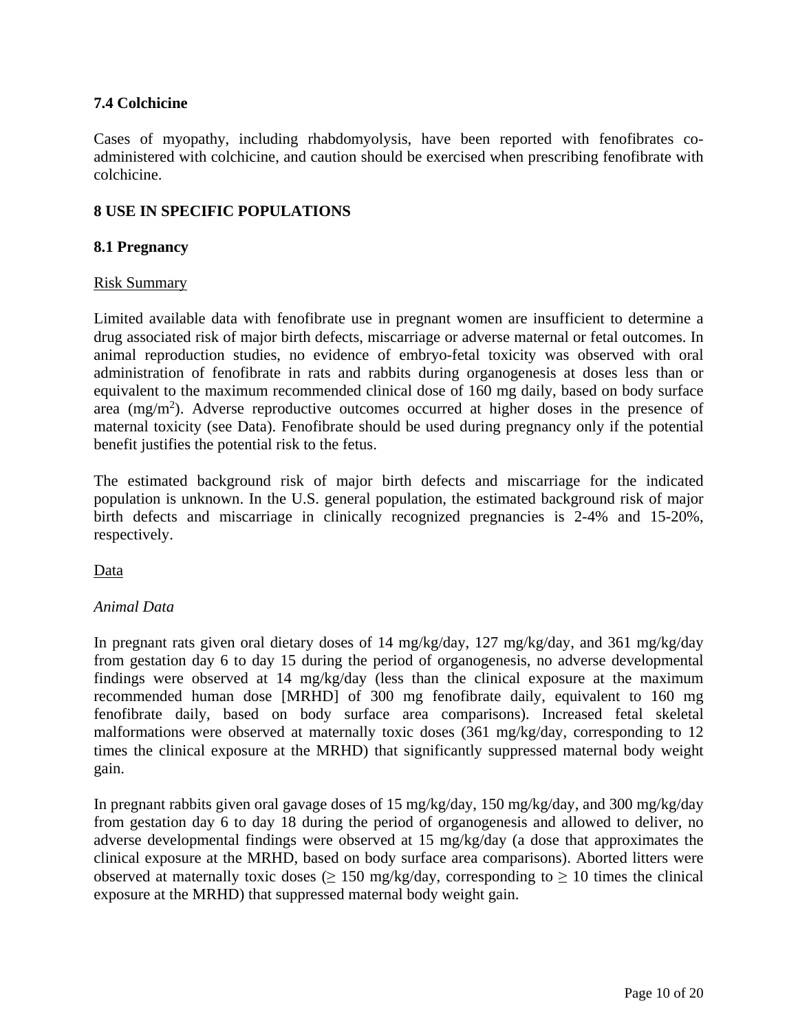### 7.4 Colchicine

Cases of myopathy, including rhabdomyolysis, have been reported with fenofibrates co-administered with colchicine, and caution should be exercised when prescribing fenofibrate with colchicine.

## 8 USE IN SPECIFIC POPULATIONS

### 8.1 Pregnancy

Risk Summary

Limited available data with fenofibrate use in pregnant women are insufficient to determine a drug associated risk of major birth defects, miscarriage or adverse maternal or fetal outcomes. In animal reproduction studies, no evidence of embryo-fetal toxicity was observed with oral administration of fenofibrate in rats and rabbits during organogenesis at doses less than or equivalent to the maximum recommended clinical dose of 160 mg daily, based on body surface area ($mg/m^2$). Adverse reproductive outcomes occurred at higher doses in the presence of maternal toxicity (see Data). Fenofibrate should be used during pregnancy only if the potential benefit justifies the potential risk to the fetus.

The estimated background risk of major birth defects and miscarriage for the indicated population is unknown. In the U.S. general population, the estimated background risk of major birth defects and miscarriage in clinically recognized pregnancies is 2-4% and 15-20%, respectively.

Data

*Animal Data*

In pregnant rats given oral dietary doses of 14 mg/kg/day, 127 mg/kg/day, and 361 mg/kg/day from gestation day 6 to day 15 during the period of organogenesis, no adverse developmental findings were observed at 14 mg/kg/day (less than the clinical exposure at the maximum recommended human dose [MRHD] of 300 mg fenofibrate daily, equivalent to 160 mg fenofibrate daily, based on body surface area comparisons). Increased fetal skeletal malformations were observed at maternally toxic doses (361 mg/kg/day, corresponding to 12 times the clinical exposure at the MRHD) that significantly suppressed maternal body weight gain.

In pregnant rabbits given oral gavage doses of 15 mg/kg/day, 150 mg/kg/day, and 300 mg/kg/day from gestation day 6 to day 18 during the period of organogenesis and allowed to deliver, no adverse developmental findings were observed at 15 mg/kg/day (a dose that approximates the clinical exposure at the MRHD, based on body surface area comparisons). Aborted litters were observed at maternally toxic doses ($\geq$ 150 mg/kg/day, corresponding to $\geq$ 10 times the clinical exposure at the MRHD) that suppressed maternal body weight gain.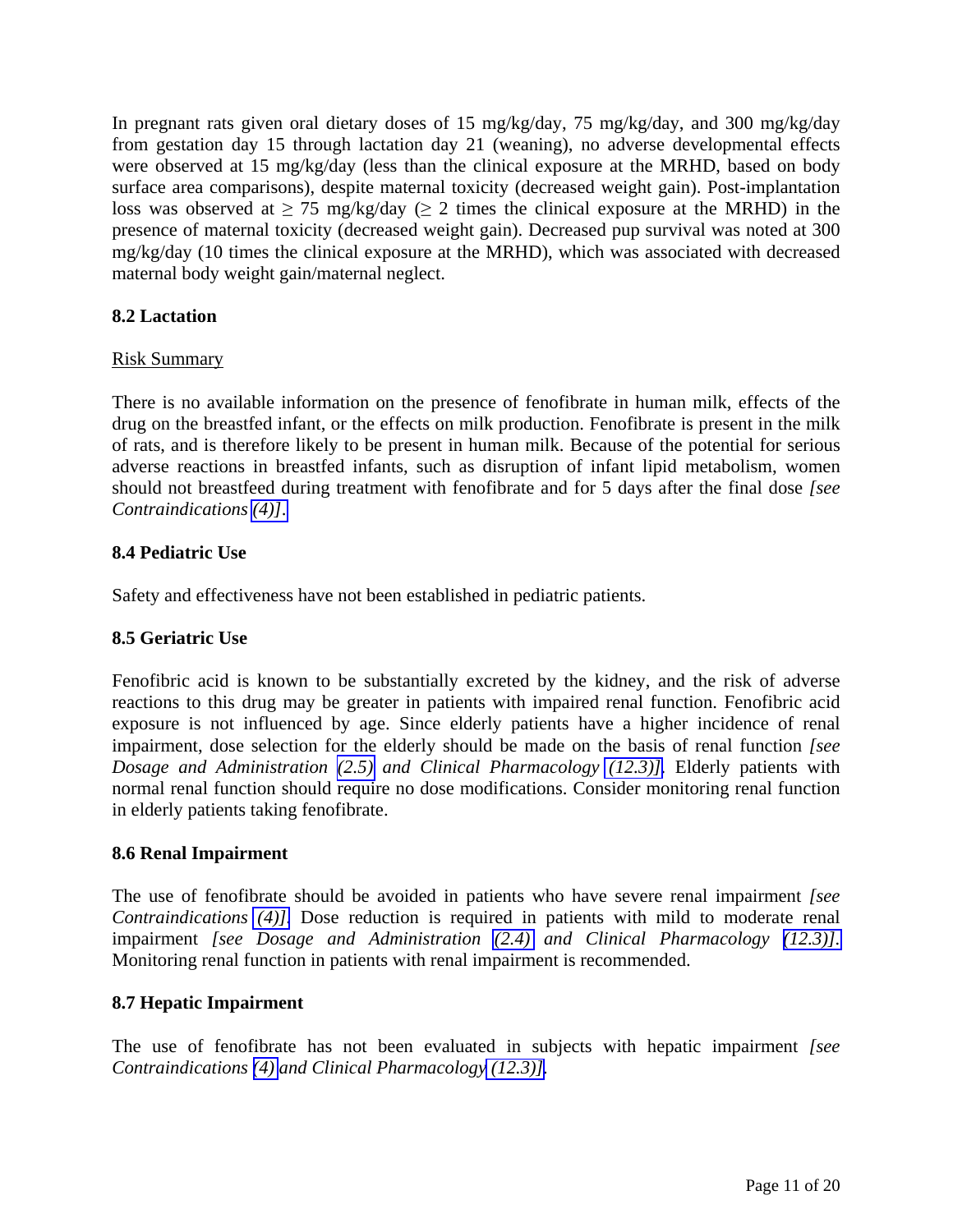In pregnant rats given oral dietary doses of 15 mg/kg/day, 75 mg/kg/day, and 300 mg/kg/day from gestation day 15 through lactation day 21 (weaning), no adverse developmental effects were observed at 15 mg/kg/day (less than the clinical exposure at the MRHD, based on body surface area comparisons), despite maternal toxicity (decreased weight gain). Post-implantation loss was observed at ≥ 75 mg/kg/day (≥ 2 times the clinical exposure at the MRHD) in the presence of maternal toxicity (decreased weight gain). Decreased pup survival was noted at 300 mg/kg/day (10 times the clinical exposure at the MRHD), which was associated with decreased maternal body weight gain/maternal neglect.

### 8.2 Lactation

Risk Summary

There is no available information on the presence of fenofibrate in human milk, effects of the drug on the breastfed infant, or the effects on milk production. Fenofibrate is present in the milk of rats, and is therefore likely to be present in human milk. Because of the potential for serious adverse reactions in breastfed infants, such as disruption of infant lipid metabolism, women should not breastfeed during treatment with fenofibrate and for 5 days after the final dose *[see Contraindications (4)]*.

### 8.4 Pediatric Use

Safety and effectiveness have not been established in pediatric patients.

### 8.5 Geriatric Use

Fenofibric acid is known to be substantially excreted by the kidney, and the risk of adverse reactions to this drug may be greater in patients with impaired renal function. Fenofibric acid exposure is not influenced by age. Since elderly patients have a higher incidence of renal impairment, dose selection for the elderly should be made on the basis of renal function *[see Dosage and Administration (2.5) and Clinical Pharmacology (12.3)]*. Elderly patients with normal renal function should require no dose modifications. Consider monitoring renal function in elderly patients taking fenofibrate.

### 8.6 Renal Impairment

The use of fenofibrate should be avoided in patients who have severe renal impairment *[see Contraindications (4)]*. Dose reduction is required in patients with mild to moderate renal impairment *[see Dosage and Administration (2.4) and Clinical Pharmacology (12.3)]*. Monitoring renal function in patients with renal impairment is recommended.

### 8.7 Hepatic Impairment

The use of fenofibrate has not been evaluated in subjects with hepatic impairment *[see Contraindications (4) and Clinical Pharmacology (12.3)]*.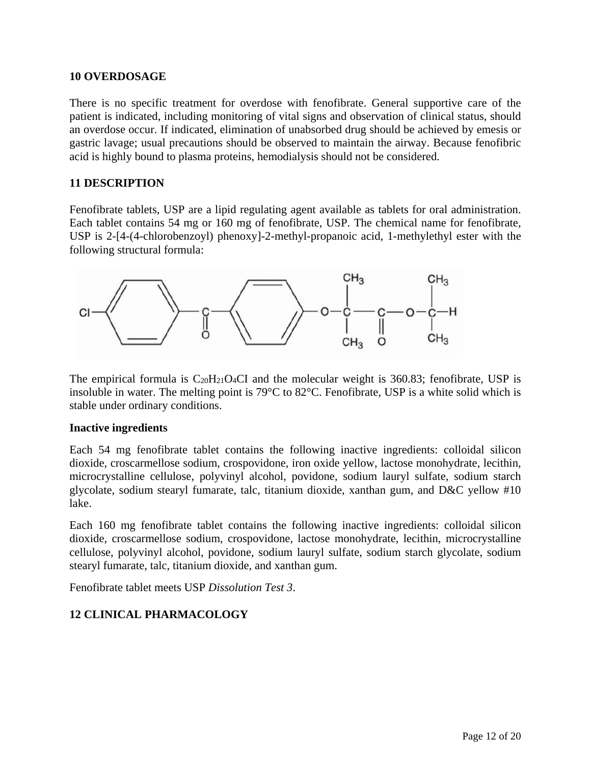## 10 OVERDOSAGE

There is no specific treatment for overdose with fenofibrate. General supportive care of the patient is indicated, including monitoring of vital signs and observation of clinical status, should an overdose occur. If indicated, elimination of unabsorbed drug should be achieved by emesis or gastric lavage; usual precautions should be observed to maintain the airway. Because fenofibric acid is highly bound to plasma proteins, hemodialysis should not be considered.

## 11 DESCRIPTION

Fenofibrate tablets, USP are a lipid regulating agent available as tablets for oral administration. Each tablet contains 54 mg or 160 mg of fenofibrate, USP. The chemical name for fenofibrate, USP is 2-[4-(4-chlorobenzoyl) phenoxy]-2-methyl-propanoic acid, 1-methylethyl ester with the following structural formula:

The empirical formula is $C_{20}H_{21}O_4Cl$ and the molecular weight is 360.83; fenofibrate, USP is insoluble in water. The melting point is 79°C to 82°C. Fenofibrate, USP is a white solid which is stable under ordinary conditions.

**Inactive ingredients**

Each 54 mg fenofibrate tablet contains the following inactive ingredients: colloidal silicon dioxide, croscarmellose sodium, crospovidone, iron oxide yellow, lactose monohydrate, lecithin, microcrystalline cellulose, polyvinyl alcohol, povidone, sodium lauryl sulfate, sodium starch glycolate, sodium stearyl fumarate, talc, titanium dioxide, xanthan gum, and D&C yellow #10 lake.

Each 160 mg fenofibrate tablet contains the following inactive ingredients: colloidal silicon dioxide, croscarmellose sodium, crospovidone, lactose monohydrate, lecithin, microcrystalline cellulose, polyvinyl alcohol, povidone, sodium lauryl sulfate, sodium starch glycolate, sodium stearyl fumarate, talc, titanium dioxide, and xanthan gum.

Fenofibrate tablet meets USP *Dissolution Test 3*.

## 12 CLINICAL PHARMACOLOGY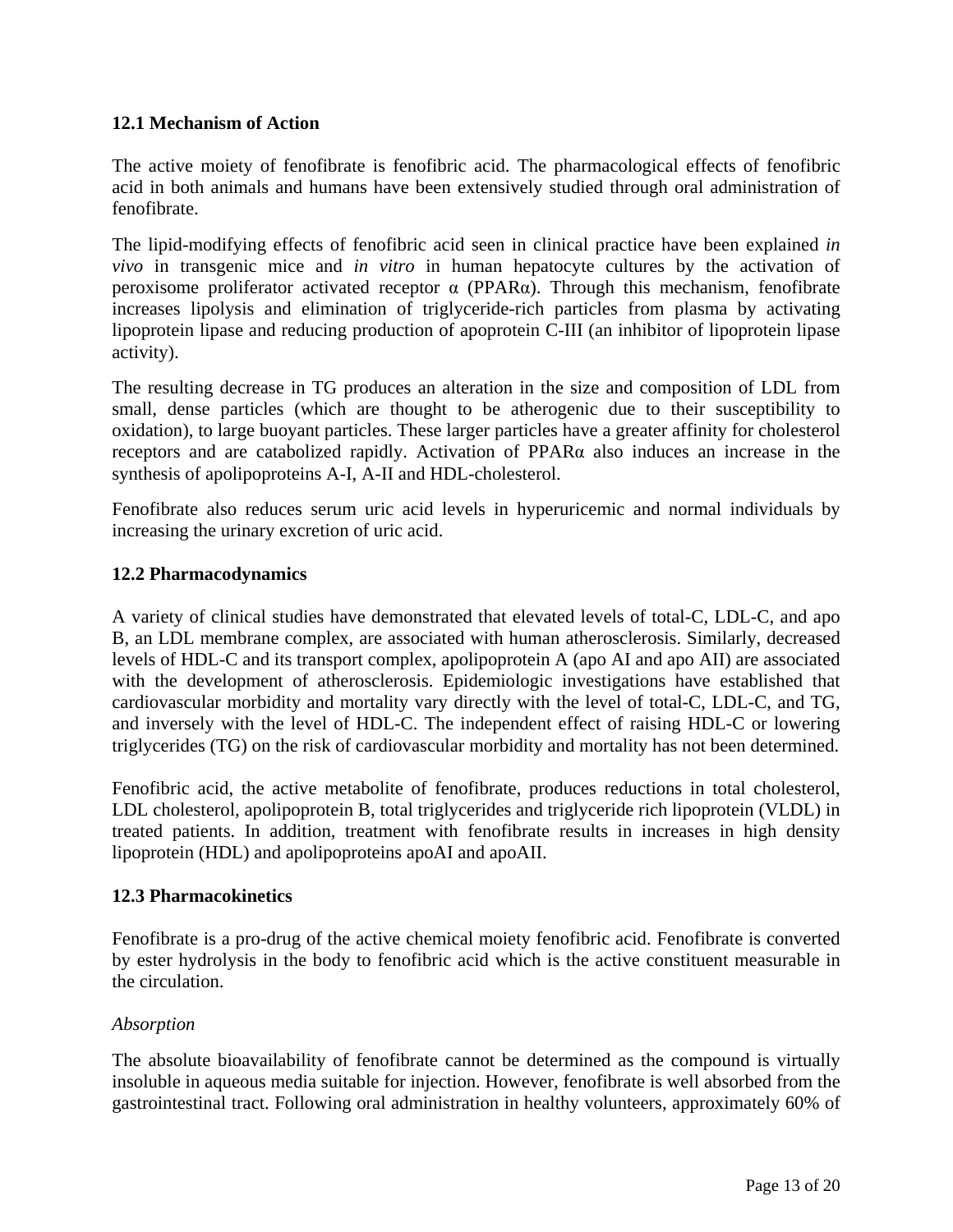### 12.1 Mechanism of Action

The active moiety of fenofibrate is fenofibric acid. The pharmacological effects of fenofibric acid in both animals and humans have been extensively studied through oral administration of fenofibrate.

The lipid-modifying effects of fenofibric acid seen in clinical practice have been explained *in vivo* in transgenic mice and *in vitro* in human hepatocyte cultures by the activation of peroxisome proliferator activated receptor α (PPARα). Through this mechanism, fenofibrate increases lipolysis and elimination of triglyceride-rich particles from plasma by activating lipoprotein lipase and reducing production of apoprotein C-III (an inhibitor of lipoprotein lipase activity).

The resulting decrease in TG produces an alteration in the size and composition of LDL from small, dense particles (which are thought to be atherogenic due to their susceptibility to oxidation), to large buoyant particles. These larger particles have a greater affinity for cholesterol receptors and are catabolized rapidly. Activation of PPARα also induces an increase in the synthesis of apolipoproteins A-I, A-II and HDL-cholesterol.

Fenofibrate also reduces serum uric acid levels in hyperuricemic and normal individuals by increasing the urinary excretion of uric acid.

### 12.2 Pharmacodynamics

A variety of clinical studies have demonstrated that elevated levels of total-C, LDL-C, and apo B, an LDL membrane complex, are associated with human atherosclerosis. Similarly, decreased levels of HDL-C and its transport complex, apolipoprotein A (apo AI and apo AII) are associated with the development of atherosclerosis. Epidemiologic investigations have established that cardiovascular morbidity and mortality vary directly with the level of total-C, LDL-C, and TG, and inversely with the level of HDL-C. The independent effect of raising HDL-C or lowering triglycerides (TG) on the risk of cardiovascular morbidity and mortality has not been determined.

Fenofibric acid, the active metabolite of fenofibrate, produces reductions in total cholesterol, LDL cholesterol, apolipoprotein B, total triglycerides and triglyceride rich lipoprotein (VLDL) in treated patients. In addition, treatment with fenofibrate results in increases in high density lipoprotein (HDL) and apolipoproteins apoAI and apoAII.

### 12.3 Pharmacokinetics

Fenofibrate is a pro-drug of the active chemical moiety fenofibric acid. Fenofibrate is converted by ester hydrolysis in the body to fenofibric acid which is the active constituent measurable in the circulation.

*Absorption*

The absolute bioavailability of fenofibrate cannot be determined as the compound is virtually insoluble in aqueous media suitable for injection. However, fenofibrate is well absorbed from the gastrointestinal tract. Following oral administration in healthy volunteers, approximately 60% of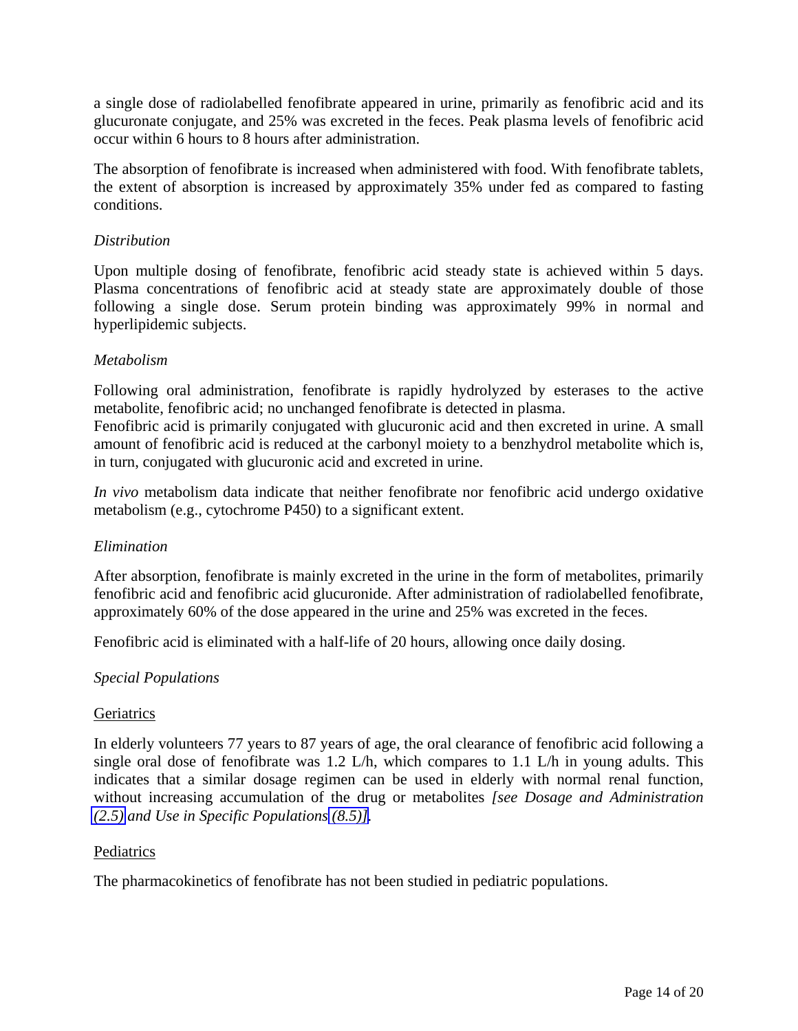a single dose of radiolabelled fenofibrate appeared in urine, primarily as fenofibric acid and its glucuronate conjugate, and 25% was excreted in the feces. Peak plasma levels of fenofibric acid occur within 6 hours to 8 hours after administration.

The absorption of fenofibrate is increased when administered with food. With fenofibrate tablets, the extent of absorption is increased by approximately 35% under fed as compared to fasting conditions.

*Distribution*

Upon multiple dosing of fenofibrate, fenofibric acid steady state is achieved within 5 days. Plasma concentrations of fenofibric acid at steady state are approximately double of those following a single dose. Serum protein binding was approximately 99% in normal and hyperlipidemic subjects.

*Metabolism*

Following oral administration, fenofibrate is rapidly hydrolyzed by esterases to the active metabolite, fenofibric acid; no unchanged fenofibrate is detected in plasma.
Fenofibric acid is primarily conjugated with glucuronic acid and then excreted in urine. A small amount of fenofibric acid is reduced at the carbonyl moiety to a benzhydrol metabolite which is, in turn, conjugated with glucuronic acid and excreted in urine.

*In vivo* metabolism data indicate that neither fenofibrate nor fenofibric acid undergo oxidative metabolism (e.g., cytochrome P450) to a significant extent.

*Elimination*

After absorption, fenofibrate is mainly excreted in the urine in the form of metabolites, primarily fenofibric acid and fenofibric acid glucuronide. After administration of radiolabelled fenofibrate, approximately 60% of the dose appeared in the urine and 25% was excreted in the feces.

Fenofibric acid is eliminated with a half-life of 20 hours, allowing once daily dosing.

*Special Populations*

Geriatrics

In elderly volunteers 77 years to 87 years of age, the oral clearance of fenofibric acid following a single oral dose of fenofibrate was 1.2 L/h, which compares to 1.1 L/h in young adults. This indicates that a similar dosage regimen can be used in elderly with normal renal function, without increasing accumulation of the drug or metabolites *[see Dosage and Administration (2.5) and Use in Specific Populations (8.5)]*.

Pediatrics

The pharmacokinetics of fenofibrate has not been studied in pediatric populations.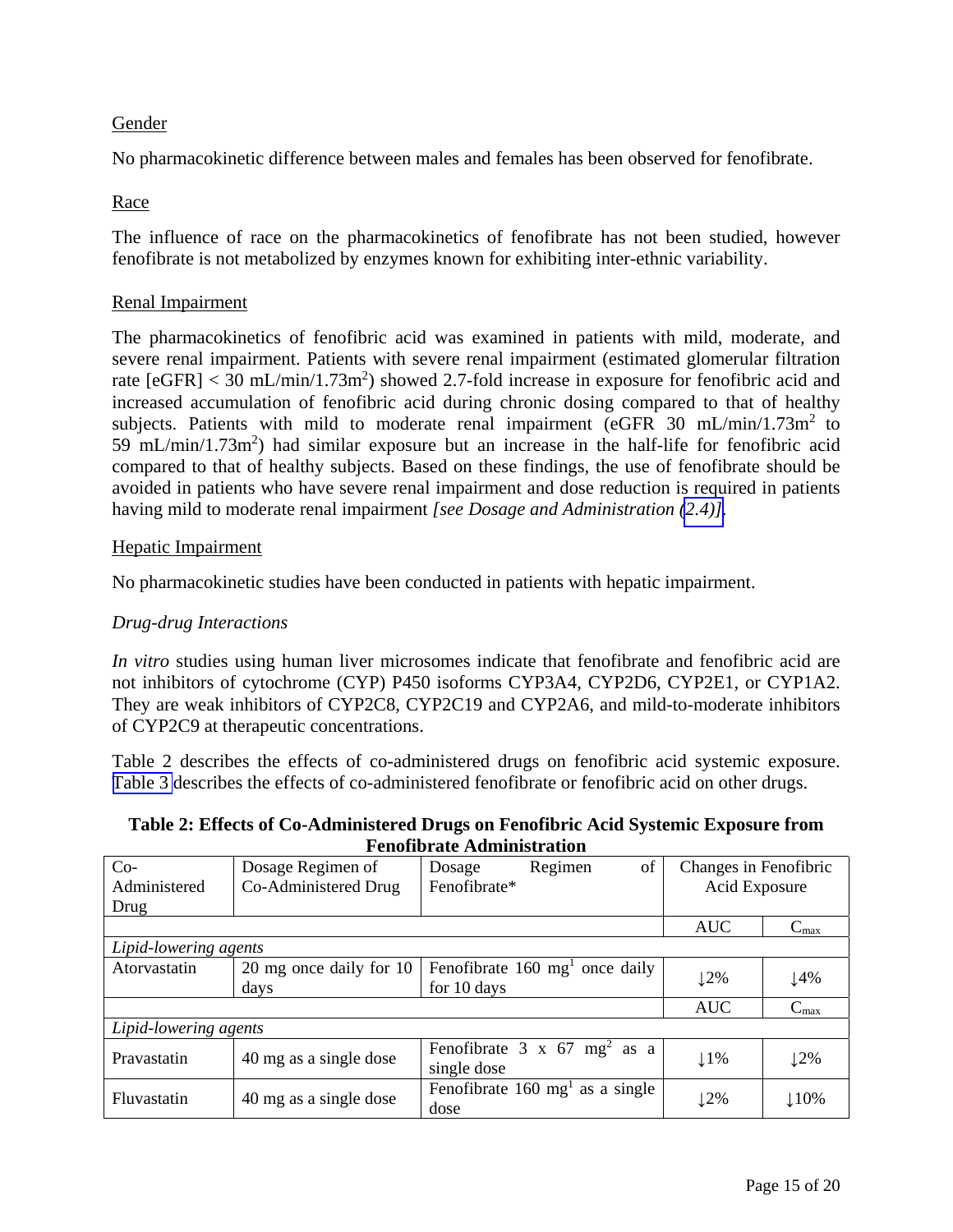Gender

No pharmacokinetic difference between males and females has been observed for fenofibrate.

Race

The influence of race on the pharmacokinetics of fenofibrate has not been studied, however fenofibrate is not metabolized by enzymes known for exhibiting inter-ethnic variability.

Renal Impairment

The pharmacokinetics of fenofibric acid was examined in patients with mild, moderate, and severe renal impairment. Patients with severe renal impairment (estimated glomerular filtration rate [eGFR] < 30 mL/min/1.73m$^2$) showed 2.7-fold increase in exposure for fenofibric acid and increased accumulation of fenofibric acid during chronic dosing compared to that of healthy subjects. Patients with mild to moderate renal impairment (eGFR 30 mL/min/1.73m$^2$ to 59 mL/min/1.73m$^2$) had similar exposure but an increase in the half-life for fenofibric acid compared to that of healthy subjects. Based on these findings, the use of fenofibrate should be avoided in patients who have severe renal impairment and dose reduction is required in patients having mild to moderate renal impairment *[see Dosage and Administration (2.4)]*.

Hepatic Impairment

No pharmacokinetic studies have been conducted in patients with hepatic impairment.

*Drug-drug Interactions*

*In vitro* studies using human liver microsomes indicate that fenofibrate and fenofibric acid are not inhibitors of cytochrome (CYP) P450 isoforms CYP3A4, CYP2D6, CYP2E1, or CYP1A2. They are weak inhibitors of CYP2C8, CYP2C19 and CYP2A6, and mild-to-moderate inhibitors of CYP2C9 at therapeutic concentrations.

Table 2 describes the effects of co-administered drugs on fenofibric acid systemic exposure. Table 3 describes the effects of co-administered fenofibrate or fenofibric acid on other drugs.

**Table 2: Effects of Co-Administered Drugs on Fenofibric Acid Systemic Exposure from Fenofibrate Administration**

| Co-Administered Drug | Dosage Regimen of Co-Administered Drug | Dosage Regimen of Fenofibrate* | Changes in Fenofibric Acid Exposure | |
|---|---|---|---|---|
| | | | AUC | $C_{max}$ |
| *Lipid-lowering agents* | | | | |
| Atorvastatin | 20 mg once daily for 10 days | Fenofibrate 160 mg[1] once daily for 10 days | ↓2% | ↓4% |
| | | | AUC | $C_{max}$ |
| *Lipid-lowering agents* | | | | |
| Pravastatin | 40 mg as a single dose | Fenofibrate 3 x 67 mg[2] as a single dose | ↓1% | ↓2% |
| Fluvastatin | 40 mg as a single dose | Fenofibrate 160 mg[1] as a single dose | ↓2% | ↓10% |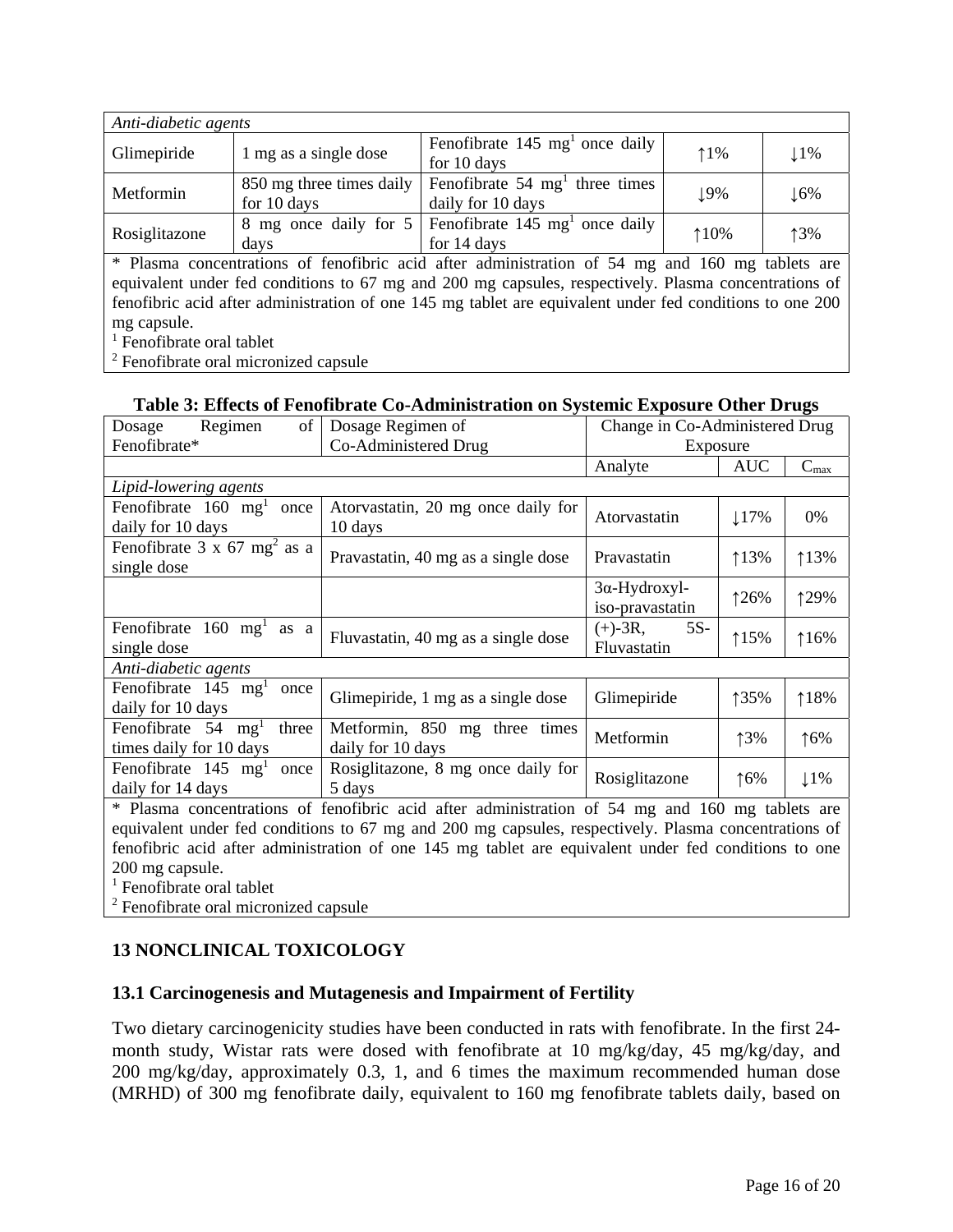| | | | | |
|---|---|---|---|---|
| *Anti-diabetic agents* | | | | |
| Glimepiride | 1 mg as a single dose | Fenofibrate 145 mg[1] once daily for 10 days | ↑1% | ↓1% |
| Metformin | 850 mg three times daily for 10 days | Fenofibrate 54 mg[1] three times daily for 10 days | ↓9% | ↓6% |
| Rosiglitazone | 8 mg once daily for 5 days | Fenofibrate 145 mg[1] once daily for 14 days | ↑10% | ↑3% |

* Plasma concentrations of fenofibric acid after administration of 54 mg and 160 mg tablets are equivalent under fed conditions to 67 mg and 200 mg capsules, respectively. Plasma concentrations of fenofibric acid after administration of one 145 mg tablet are equivalent under fed conditions to one 200 mg capsule.

[1] Fenofibrate oral tablet

[2] Fenofibrate oral micronized capsule

**Table 3: Effects of Fenofibrate Co-Administration on Systemic Exposure Other Drugs**

| Dosage Regimen of Fenofibrate* | Dosage Regimen of Co-Administered Drug | Change in Co-Administered Drug Exposure | | |
|---|---|---|---|---|
| | | Analyte | AUC | $C_{max}$ |
| *Lipid-lowering agents* | | | | |
| Fenofibrate 160 mg[1] once daily for 10 days | Atorvastatin, 20 mg once daily for 10 days | Atorvastatin | ↓17% | 0% |
| Fenofibrate 3 x 67 mg[2] as a single dose | Pravastatin, 40 mg as a single dose | Pravastatin | ↑13% | ↑13% |
| | | 3α-Hydroxyl-iso-pravastatin | ↑26% | ↑29% |
| Fenofibrate 160 mg[1] as a single dose | Fluvastatin, 40 mg as a single dose | (+)-3R, 5S-Fluvastatin | ↑15% | ↑16% |
| *Anti-diabetic agents* | | | | |
| Fenofibrate 145 mg[1] once daily for 10 days | Glimepiride, 1 mg as a single dose | Glimepiride | ↑35% | ↑18% |
| Fenofibrate 54 mg[1] three times daily for 10 days | Metformin, 850 mg three times daily for 10 days | Metformin | ↑3% | ↑6% |
| Fenofibrate 145 mg[1] once daily for 14 days | Rosiglitazone, 8 mg once daily for 5 days | Rosiglitazone | ↑6% | ↓1% |

* Plasma concentrations of fenofibric acid after administration of 54 mg and 160 mg tablets are equivalent under fed conditions to 67 mg and 200 mg capsules, respectively. Plasma concentrations of fenofibric acid after administration of one 145 mg tablet are equivalent under fed conditions to one 200 mg capsule.

[1] Fenofibrate oral tablet

[2] Fenofibrate oral micronized capsule

## 13 NONCLINICAL TOXICOLOGY

### 13.1 Carcinogenesis and Mutagenesis and Impairment of Fertility

Two dietary carcinogenicity studies have been conducted in rats with fenofibrate. In the first 24-month study, Wistar rats were dosed with fenofibrate at 10 mg/kg/day, 45 mg/kg/day, and 200 mg/kg/day, approximately 0.3, 1, and 6 times the maximum recommended human dose (MRHD) of 300 mg fenofibrate daily, equivalent to 160 mg fenofibrate tablets daily, based on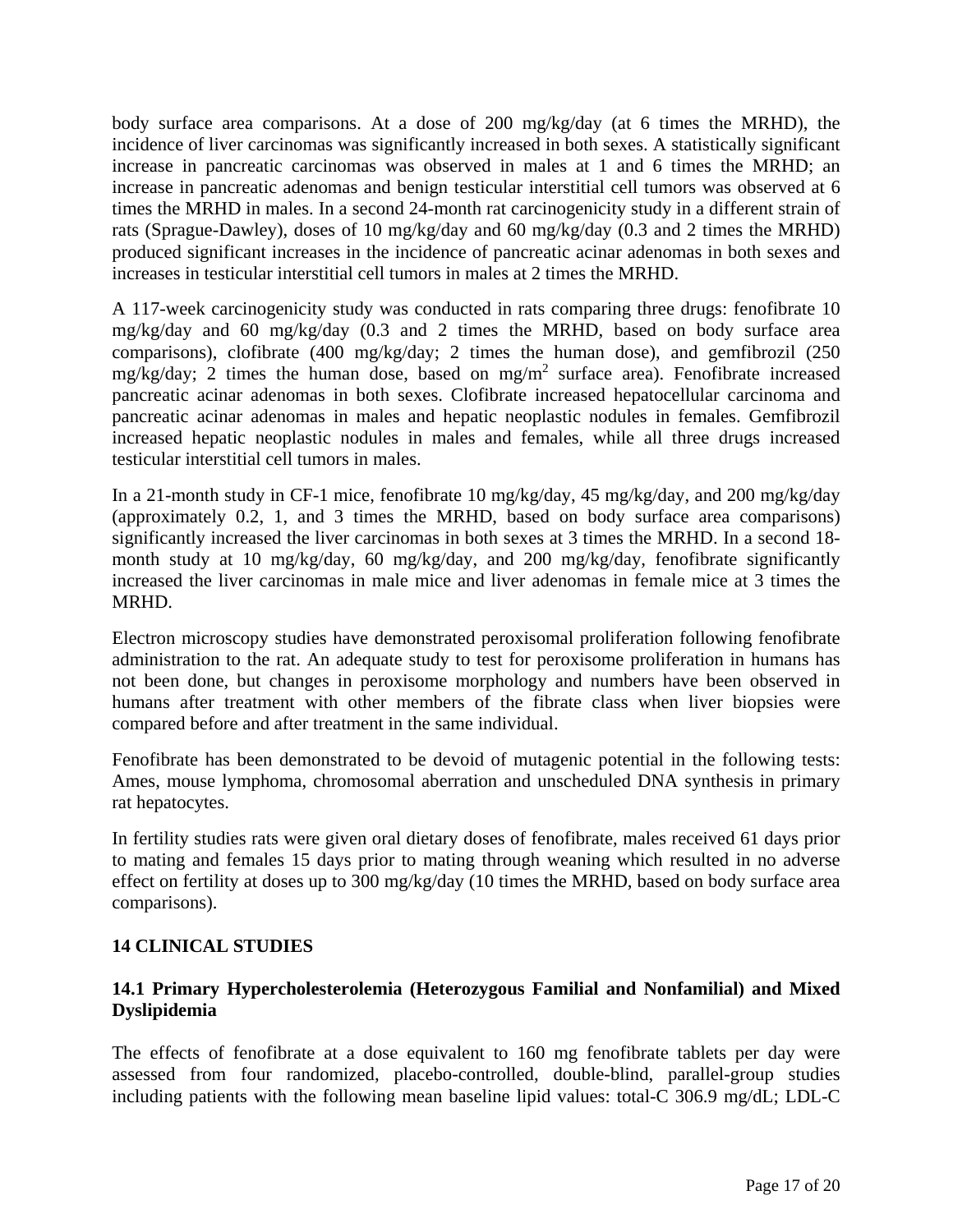body surface area comparisons. At a dose of 200 mg/kg/day (at 6 times the MRHD), the incidence of liver carcinomas was significantly increased in both sexes. A statistically significant increase in pancreatic carcinomas was observed in males at 1 and 6 times the MRHD; an increase in pancreatic adenomas and benign testicular interstitial cell tumors was observed at 6 times the MRHD in males. In a second 24-month rat carcinogenicity study in a different strain of rats (Sprague-Dawley), doses of 10 mg/kg/day and 60 mg/kg/day (0.3 and 2 times the MRHD) produced significant increases in the incidence of pancreatic acinar adenomas in both sexes and increases in testicular interstitial cell tumors in males at 2 times the MRHD.

A 117-week carcinogenicity study was conducted in rats comparing three drugs: fenofibrate 10 mg/kg/day and 60 mg/kg/day (0.3 and 2 times the MRHD, based on body surface area comparisons), clofibrate (400 mg/kg/day; 2 times the human dose), and gemfibrozil (250 mg/kg/day; 2 times the human dose, based on mg/m$^2$ surface area). Fenofibrate increased pancreatic acinar adenomas in both sexes. Clofibrate increased hepatocellular carcinoma and pancreatic acinar adenomas in males and hepatic neoplastic nodules in females. Gemfibrozil increased hepatic neoplastic nodules in males and females, while all three drugs increased testicular interstitial cell tumors in males.

In a 21-month study in CF-1 mice, fenofibrate 10 mg/kg/day, 45 mg/kg/day, and 200 mg/kg/day (approximately 0.2, 1, and 3 times the MRHD, based on body surface area comparisons) significantly increased the liver carcinomas in both sexes at 3 times the MRHD. In a second 18-month study at 10 mg/kg/day, 60 mg/kg/day, and 200 mg/kg/day, fenofibrate significantly increased the liver carcinomas in male mice and liver adenomas in female mice at 3 times the MRHD.

Electron microscopy studies have demonstrated peroxisomal proliferation following fenofibrate administration to the rat. An adequate study to test for peroxisome proliferation in humans has not been done, but changes in peroxisome morphology and numbers have been observed in humans after treatment with other members of the fibrate class when liver biopsies were compared before and after treatment in the same individual.

Fenofibrate has been demonstrated to be devoid of mutagenic potential in the following tests: Ames, mouse lymphoma, chromosomal aberration and unscheduled DNA synthesis in primary rat hepatocytes.

In fertility studies rats were given oral dietary doses of fenofibrate, males received 61 days prior to mating and females 15 days prior to mating through weaning which resulted in no adverse effect on fertility at doses up to 300 mg/kg/day (10 times the MRHD, based on body surface area comparisons).

## 14 CLINICAL STUDIES

### 14.1 Primary Hypercholesterolemia (Heterozygous Familial and Nonfamilial) and Mixed Dyslipidemia

The effects of fenofibrate at a dose equivalent to 160 mg fenofibrate tablets per day were assessed from four randomized, placebo-controlled, double-blind, parallel-group studies including patients with the following mean baseline lipid values: total-C 306.9 mg/dL; LDL-C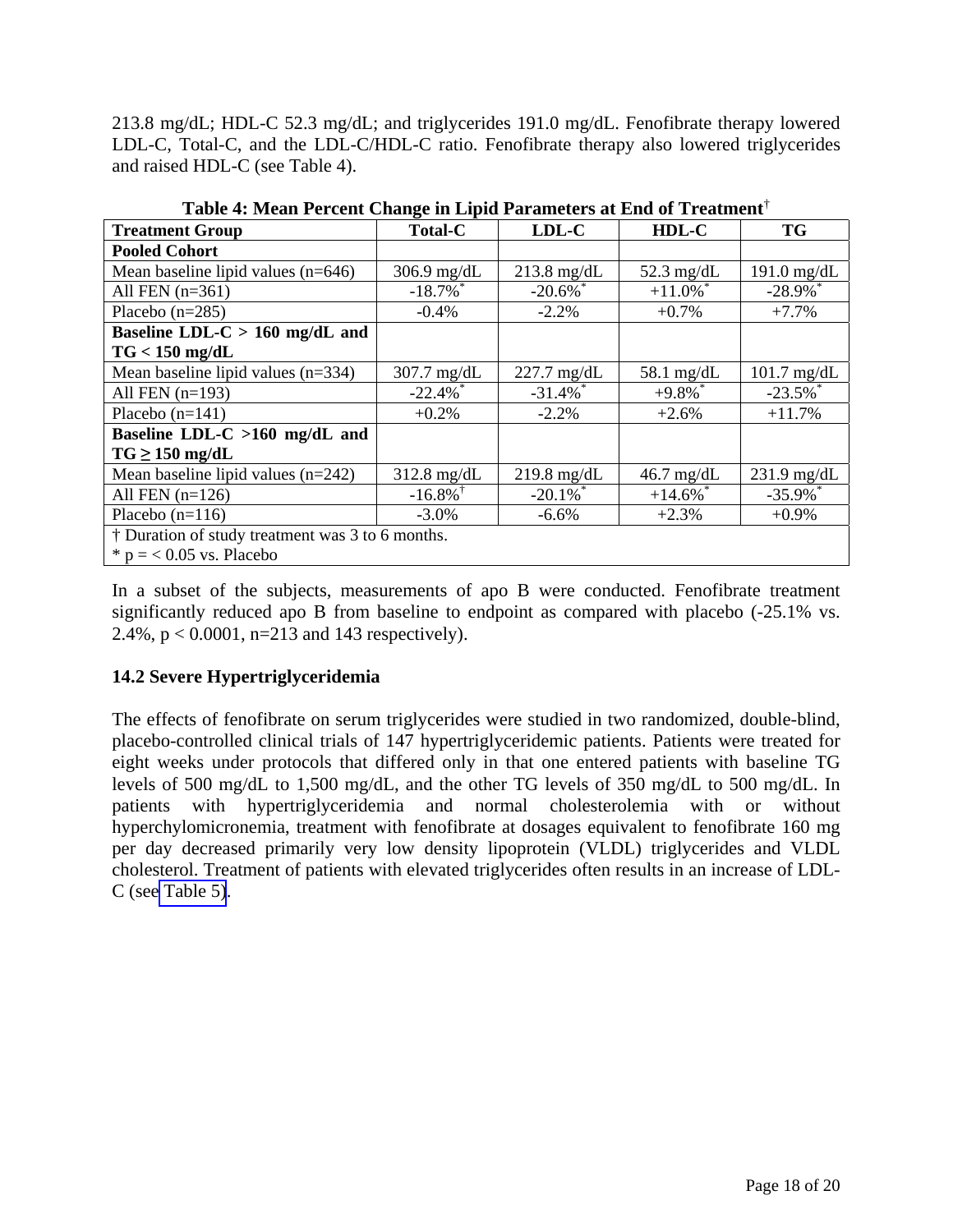213.8 mg/dL; HDL-C 52.3 mg/dL; and triglycerides 191.0 mg/dL. Fenofibrate therapy lowered LDL-C, Total-C, and the LDL-C/HDL-C ratio. Fenofibrate therapy also lowered triglycerides and raised HDL-C (see Table 4).

**Table 4: Mean Percent Change in Lipid Parameters at End of Treatment†**

| Treatment Group | Total-C | LDL-C | HDL-C | TG |
|---|---|---|---|---|
| **Pooled Cohort** | | | | |
| Mean baseline lipid values (n=646) | 306.9 mg/dL | 213.8 mg/dL | 52.3 mg/dL | 191.0 mg/dL |
| All FEN (n=361) | -18.7%* | -20.6%* | +11.0%* | -28.9%* |
| Placebo (n=285) | -0.4% | -2.2% | +0.7% | +7.7% |
| **Baseline LDL-C > 160 mg/dL and TG < 150 mg/dL** | | | | |
| Mean baseline lipid values (n=334) | 307.7 mg/dL | 227.7 mg/dL | 58.1 mg/dL | 101.7 mg/dL |
| All FEN (n=193) | -22.4%* | -31.4%* | +9.8%* | -23.5%* |
| Placebo (n=141) | +0.2% | -2.2% | +2.6% | +11.7% |
| **Baseline LDL-C >160 mg/dL and TG ≥ 150 mg/dL** | | | | |
| Mean baseline lipid values (n=242) | 312.8 mg/dL | 219.8 mg/dL | 46.7 mg/dL | 231.9 mg/dL |
| All FEN (n=126) | -16.8%† | -20.1%* | +14.6%* | -35.9%* |
| Placebo (n=116) | -3.0% | -6.6% | +2.3% | +0.9% |
| † Duration of study treatment was 3 to 6 months. | | | | |
| * p = < 0.05 vs. Placebo | | | | |

In a subset of the subjects, measurements of apo B were conducted. Fenofibrate treatment significantly reduced apo B from baseline to endpoint as compared with placebo (-25.1% vs. 2.4%, $p < 0.0001$, n=213 and 143 respectively).

### 14.2 Severe Hypertriglyceridemia

The effects of fenofibrate on serum triglycerides were studied in two randomized, double-blind, placebo-controlled clinical trials of 147 hypertriglyceridemic patients. Patients were treated for eight weeks under protocols that differed only in that one entered patients with baseline TG levels of 500 mg/dL to 1,500 mg/dL, and the other TG levels of 350 mg/dL to 500 mg/dL. In patients with hypertriglyceridemia and normal cholesterolemia with or without hyperchylomicronemia, treatment with fenofibrate at dosages equivalent to fenofibrate 160 mg per day decreased primarily very low density lipoprotein (VLDL) triglycerides and VLDL cholesterol. Treatment of patients with elevated triglycerides often results in an increase of LDL-C (see Table 5).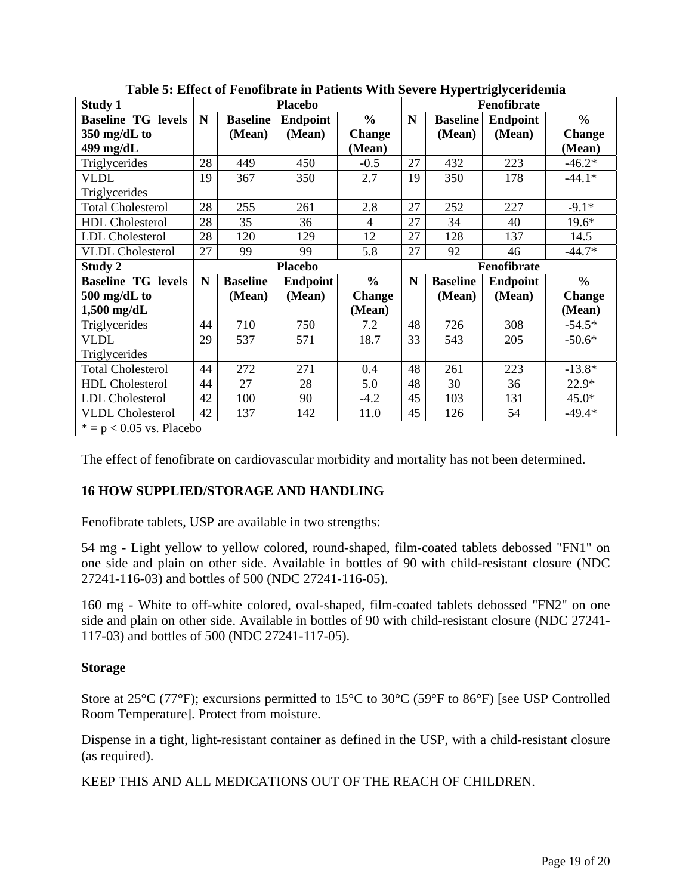**Table 5: Effect of Fenofibrate in Patients With Severe Hypertriglyceridemia**

| Study 1 | Placebo | | | | Fenofibrate | | | |
|---|---|---|---|---|---|---|---|---|
| **Baseline TG levels 350 mg/dL to 499 mg/dL** | **N** | **Baseline (Mean)** | **Endpoint (Mean)** | **% Change (Mean)** | **N** | **Baseline (Mean)** | **Endpoint (Mean)** | **% Change (Mean)** |
| Triglycerides | 28 | 449 | 450 | -0.5 | 27 | 432 | 223 | -46.2* |
| VLDL Triglycerides | 19 | 367 | 350 | 2.7 | 19 | 350 | 178 | -44.1* |
| Total Cholesterol | 28 | 255 | 261 | 2.8 | 27 | 252 | 227 | -9.1* |
| HDL Cholesterol | 28 | 35 | 36 | 4 | 27 | 34 | 40 | 19.6* |
| LDL Cholesterol | 28 | 120 | 129 | 12 | 27 | 128 | 137 | 14.5 |
| VLDL Cholesterol | 27 | 99 | 99 | 5.8 | 27 | 92 | 46 | -44.7* |
| **Study 2** | **Placebo** | | | | **Fenofibrate** | | | |
| **Baseline TG levels 500 mg/dL to 1,500 mg/dL** | **N** | **Baseline (Mean)** | **Endpoint (Mean)** | **% Change (Mean)** | **N** | **Baseline (Mean)** | **Endpoint (Mean)** | **% Change (Mean)** |
| Triglycerides | 44 | 710 | 750 | 7.2 | 48 | 726 | 308 | -54.5* |
| VLDL Triglycerides | 29 | 537 | 571 | 18.7 | 33 | 543 | 205 | -50.6* |
| Total Cholesterol | 44 | 272 | 271 | 0.4 | 48 | 261 | 223 | -13.8* |
| HDL Cholesterol | 44 | 27 | 28 | 5.0 | 48 | 30 | 36 | 22.9* |
| LDL Cholesterol | 42 | 100 | 90 | -4.2 | 45 | 103 | 131 | 45.0* |
| VLDL Cholesterol | 42 | 137 | 142 | 11.0 | 45 | 126 | 54 | -49.4* |
| * = $p < 0.05$ vs. Placebo | | | | | | | | |

The effect of fenofibrate on cardiovascular morbidity and mortality has not been determined.

## 16 HOW SUPPLIED/STORAGE AND HANDLING

Fenofibrate tablets, USP are available in two strengths:

54 mg - Light yellow to yellow colored, round-shaped, film-coated tablets debossed "FN1" on one side and plain on other side. Available in bottles of 90 with child-resistant closure (NDC 27241-116-03) and bottles of 500 (NDC 27241-116-05).

160 mg - White to off-white colored, oval-shaped, film-coated tablets debossed "FN2" on one side and plain on other side. Available in bottles of 90 with child-resistant closure (NDC 27241-117-03) and bottles of 500 (NDC 27241-117-05).

### Storage

Store at 25°C (77°F); excursions permitted to 15°C to 30°C (59°F to 86°F) [see USP Controlled Room Temperature]. Protect from moisture.

Dispense in a tight, light-resistant container as defined in the USP, with a child-resistant closure (as required).

KEEP THIS AND ALL MEDICATIONS OUT OF THE REACH OF CHILDREN.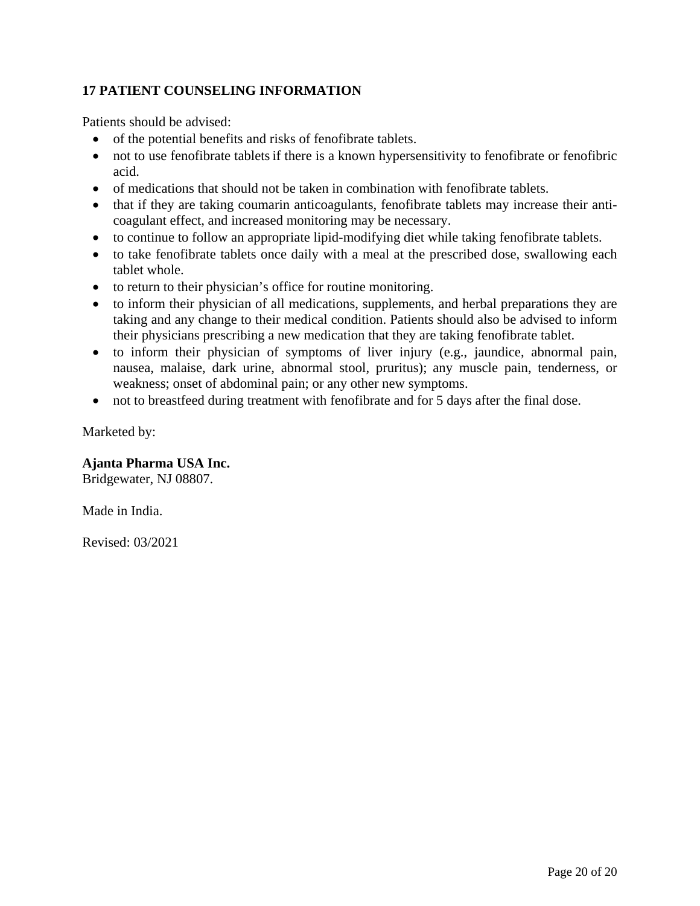## 17 PATIENT COUNSELING INFORMATION

Patients should be advised:

- of the potential benefits and risks of fenofibrate tablets.
- not to use fenofibrate tablets if there is a known hypersensitivity to fenofibrate or fenofibric acid.
- of medications that should not be taken in combination with fenofibrate tablets.
- that if they are taking coumarin anticoagulants, fenofibrate tablets may increase their anti-coagulant effect, and increased monitoring may be necessary.
- to continue to follow an appropriate lipid-modifying diet while taking fenofibrate tablets.
- to take fenofibrate tablets once daily with a meal at the prescribed dose, swallowing each tablet whole.
- to return to their physician's office for routine monitoring.
- to inform their physician of all medications, supplements, and herbal preparations they are taking and any change to their medical condition. Patients should also be advised to inform their physicians prescribing a new medication that they are taking fenofibrate tablet.
- to inform their physician of symptoms of liver injury (e.g., jaundice, abnormal pain, nausea, malaise, dark urine, abnormal stool, pruritus); any muscle pain, tenderness, or weakness; onset of abdominal pain; or any other new symptoms.
- not to breastfeed during treatment with fenofibrate and for 5 days after the final dose.

Marketed by:

**Ajanta Pharma USA Inc.**
Bridgewater, NJ 08807.

Made in India.

Revised: 03/2021